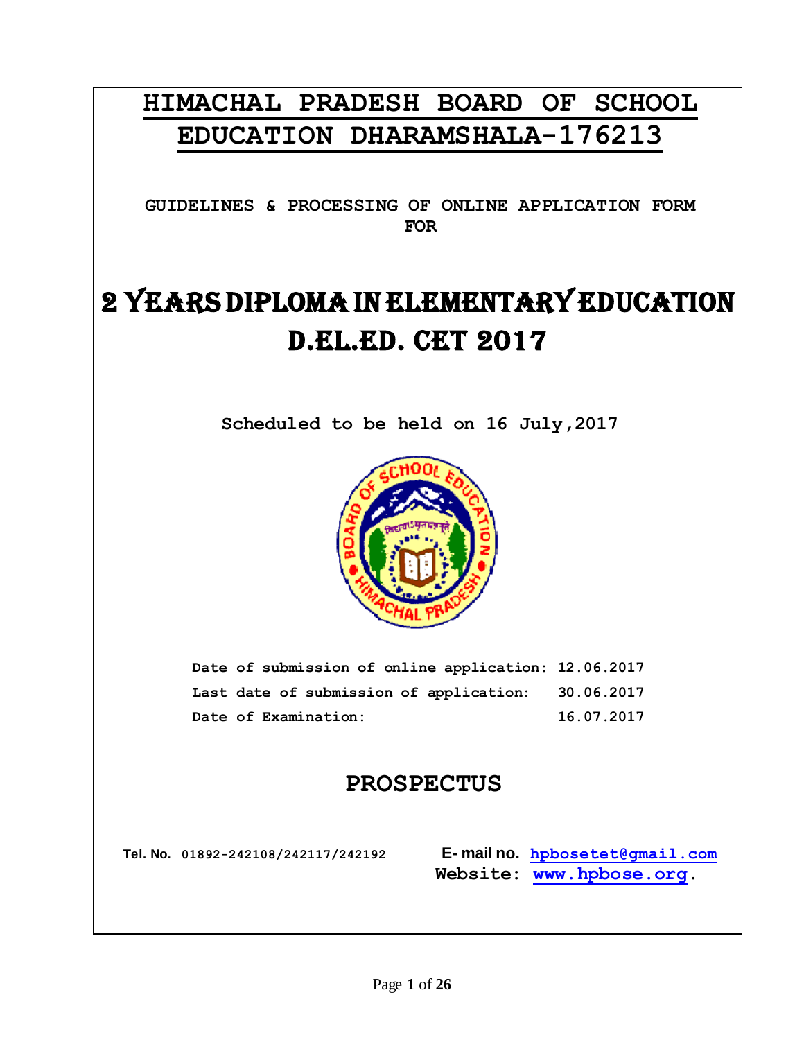# HIMACHAL PRADESH BOARD OF SCHOOL EDUCATION DHARAMSHALA-176213

**GUIDELINES & PROCESSING OF ONLINE APPLICATION FORM FOR**

# 2 YEARS DIPLOMA IN ELEMENTARY EDUCATION D.EL.ED. CET 2017

**Scheduled to be held on 16 July,2017**

| | |
|---|---|
| **Date of submission of online application:** | **12.06.2017** |
| **Last date of submission of application:** | **30.06.2017** |
| **Date of Examination:** | **16.07.2017** |

## PROSPECTUS

**Tel. No.** 01892-242108/242117/242192

**E- mail no.** hpbosetet@gmail.com

**Website:** www.hpbose.org.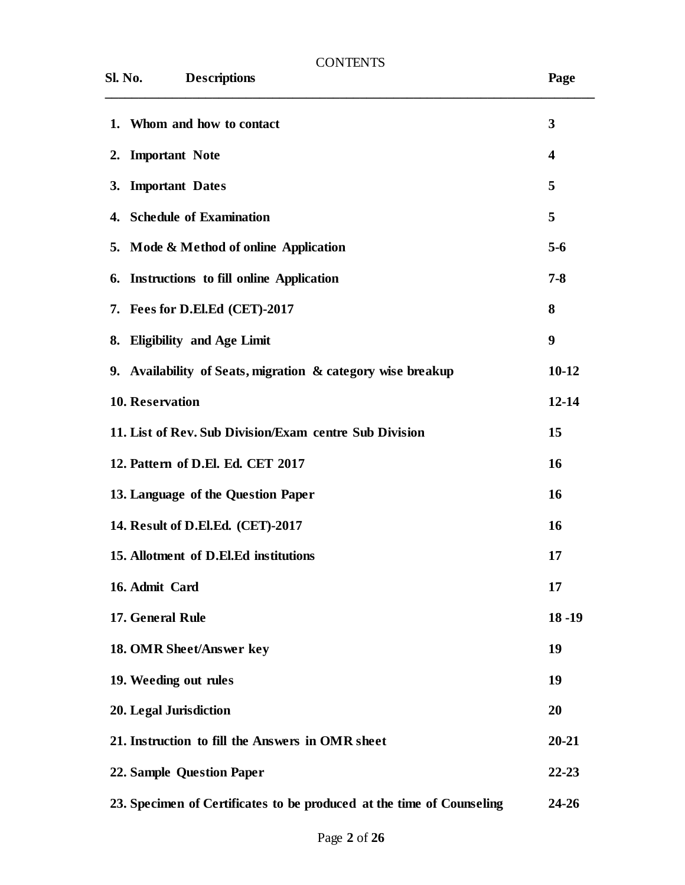# CONTENTS

| Sl. No. | Descriptions | Page |
| --- | --- | --- |
| 1. | Whom and how to contact | 3 |
| 2. | Important Note | 4 |
| 3. | Important Dates | 5 |
| 4. | Schedule of Examination | 5 |
| 5. | Mode & Method of online Application | 5-6 |
| 6. | Instructions to fill online Application | 7-8 |
| 7. | Fees for D.El.Ed (CET)-2017 | 8 |
| 8. | Eligibility and Age Limit | 9 |
| 9. | Availability of Seats, migration & category wise breakup | 10-12 |
| 10. | Reservation | 12-14 |
| 11. | List of Rev. Sub Division/Exam centre Sub Division | 15 |
| 12. | Pattern of D.El. Ed. CET 2017 | 16 |
| 13. | Language of the Question Paper | 16 |
| 14. | Result of D.El.Ed. (CET)-2017 | 16 |
| 15. | Allotment of D.El.Ed institutions | 17 |
| 16. | Admit Card | 17 |
| 17. | General Rule | 18 -19 |
| 18. | OMR Sheet/Answer key | 19 |
| 19. | Weeding out rules | 19 |
| 20. | Legal Jurisdiction | 20 |
| 21. | Instruction to fill the Answers in OMR sheet | 20-21 |
| 22. | Sample Question Paper | 22-23 |
| 23. | Specimen of Certificates to be produced at the time of Counseling | 24-26 |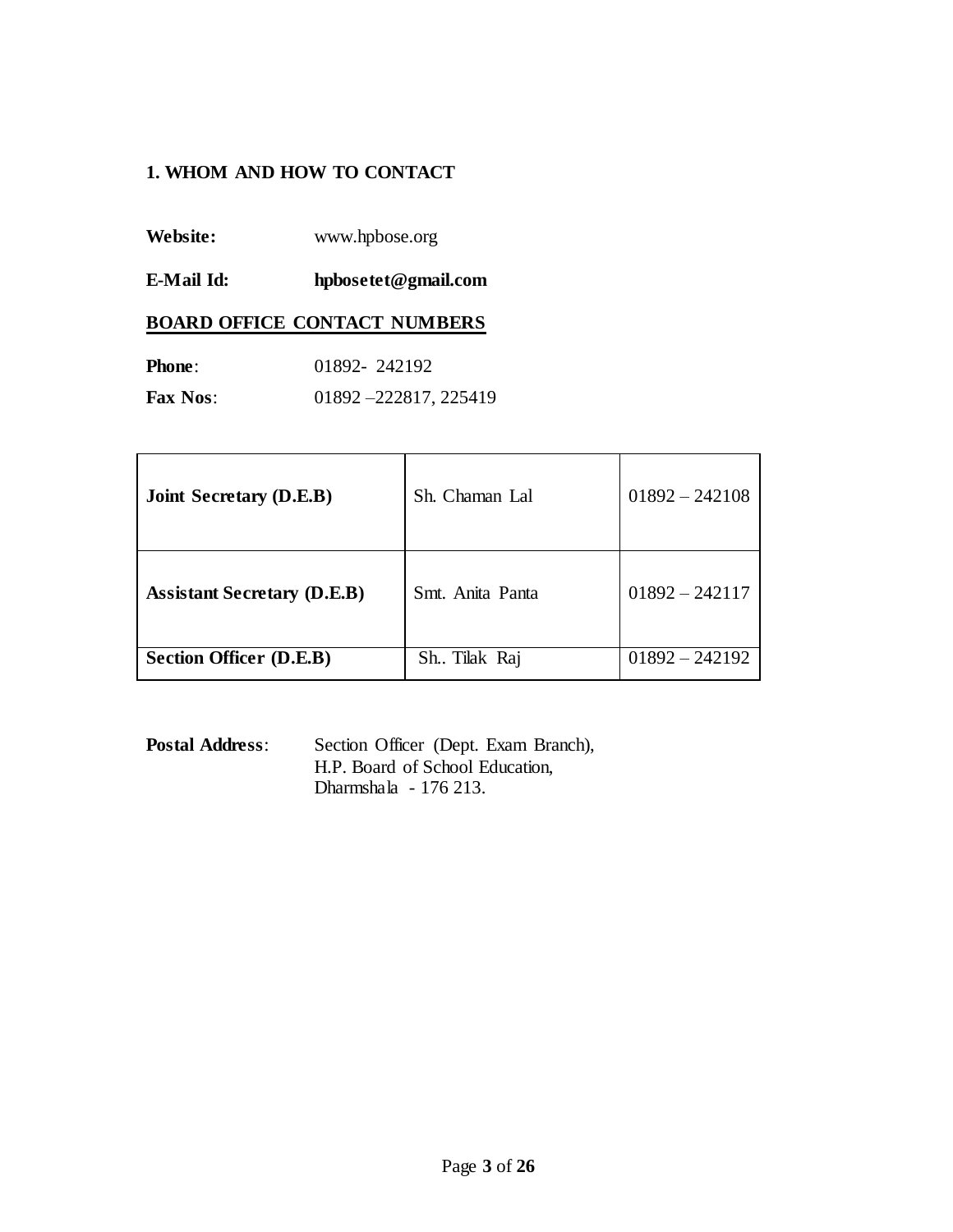## 1. WHOM AND HOW TO CONTACT

**Website:** www.hpbose.org

**E-Mail Id:** **hpbosetet@gmail.com**

**BOARD OFFICE CONTACT NUMBERS**

**Phone**: 01892- 242192

**Fax Nos**: 01892 –222817, 225419

| | | |
|---|---|---|
| **Joint Secretary (D.E.B)** | Sh. Chaman Lal | 01892 – 242108 |
| **Assistant Secretary (D.E.B)** | Smt. Anita Panta | 01892 – 242117 |
| **Section Officer (D.E.B)** | Sh.. Tilak Raj | 01892 – 242192 |

**Postal Address**: Section Officer (Dept. Exam Branch),
H.P. Board of School Education,
Dharmshala - 176 213.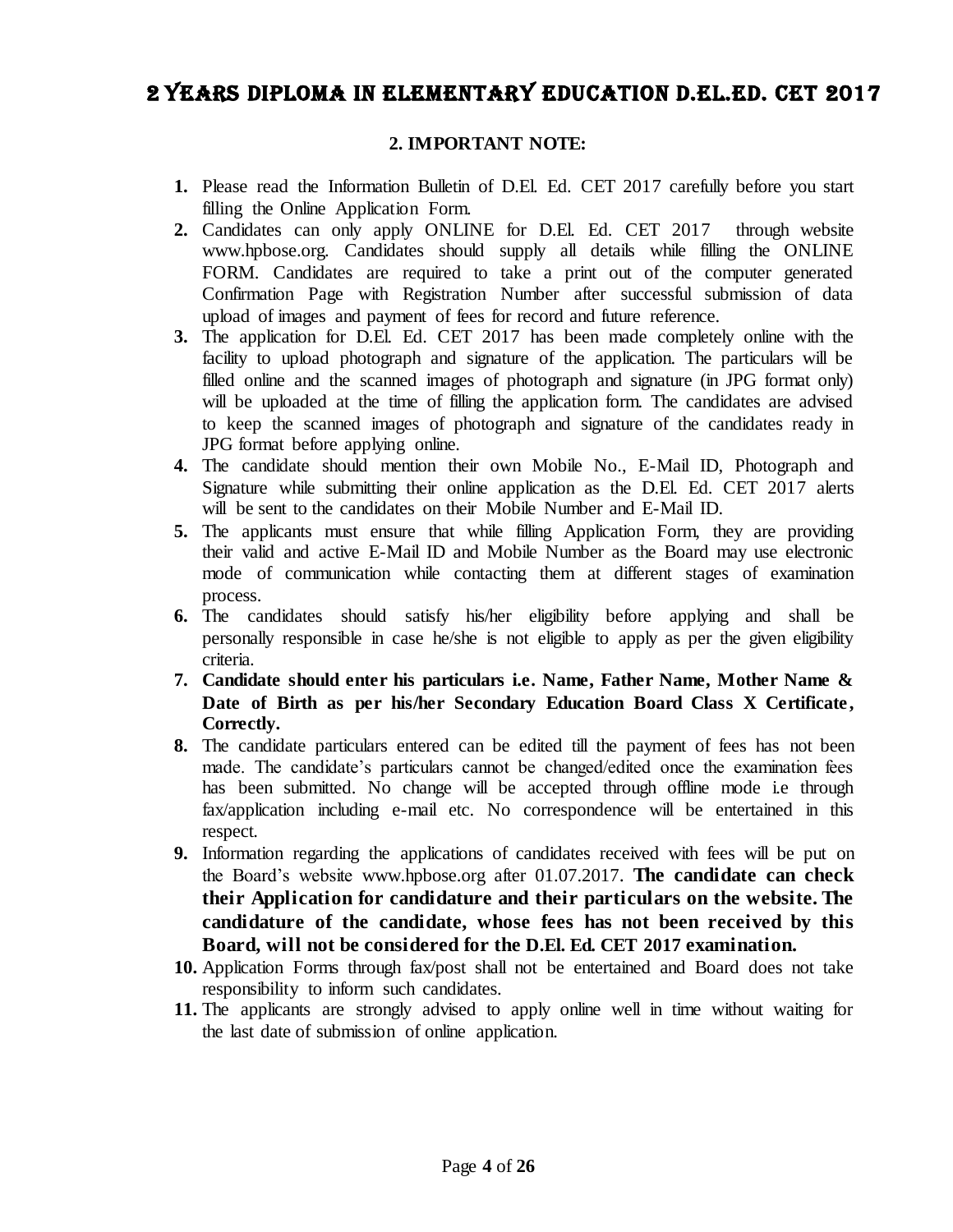# 2 YEARS DIPLOMA IN ELEMENTARY EDUCATION D.EL.ED. CET 2017

## 2. IMPORTANT NOTE:

1. Please read the Information Bulletin of D.El. Ed. CET 2017 carefully before you start filling the Online Application Form.
2. Candidates can only apply ONLINE for D.El. Ed. CET 2017 through website www.hpbose.org. Candidates should supply all details while filling the ONLINE FORM. Candidates are required to take a print out of the computer generated Confirmation Page with Registration Number after successful submission of data upload of images and payment of fees for record and future reference.
3. The application for D.El. Ed. CET 2017 has been made completely online with the facility to upload photograph and signature of the application. The particulars will be filled online and the scanned images of photograph and signature (in JPG format only) will be uploaded at the time of filling the application form. The candidates are advised to keep the scanned images of photograph and signature of the candidates ready in JPG format before applying online.
4. The candidate should mention their own Mobile No., E-Mail ID, Photograph and Signature while submitting their online application as the D.El. Ed. CET 2017 alerts will be sent to the candidates on their Mobile Number and E-Mail ID.
5. The applicants must ensure that while filling Application Form, they are providing their valid and active E-Mail ID and Mobile Number as the Board may use electronic mode of communication while contacting them at different stages of examination process.
6. The candidates should satisfy his/her eligibility before applying and shall be personally responsible in case he/she is not eligible to apply as per the given eligibility criteria.
7. **Candidate should enter his particulars i.e. Name, Father Name, Mother Name & Date of Birth as per his/her Secondary Education Board Class X Certificate, Correctly.**
8. The candidate particulars entered can be edited till the payment of fees has not been made. The candidate's particulars cannot be changed/edited once the examination fees has been submitted. No change will be accepted through offline mode i.e through fax/application including e-mail etc. No correspondence will be entertained in this respect.
9. Information regarding the applications of candidates received with fees will be put on the Board's website www.hpbose.org after 01.07.2017. **The candidate can check their Application for candidature and their particulars on the website. The candidature of the candidate, whose fees has not been received by this Board, will not be considered for the D.El. Ed. CET 2017 examination.**
10. Application Forms through fax/post shall not be entertained and Board does not take responsibility to inform such candidates.
11. The applicants are strongly advised to apply online well in time without waiting for the last date of submission of online application.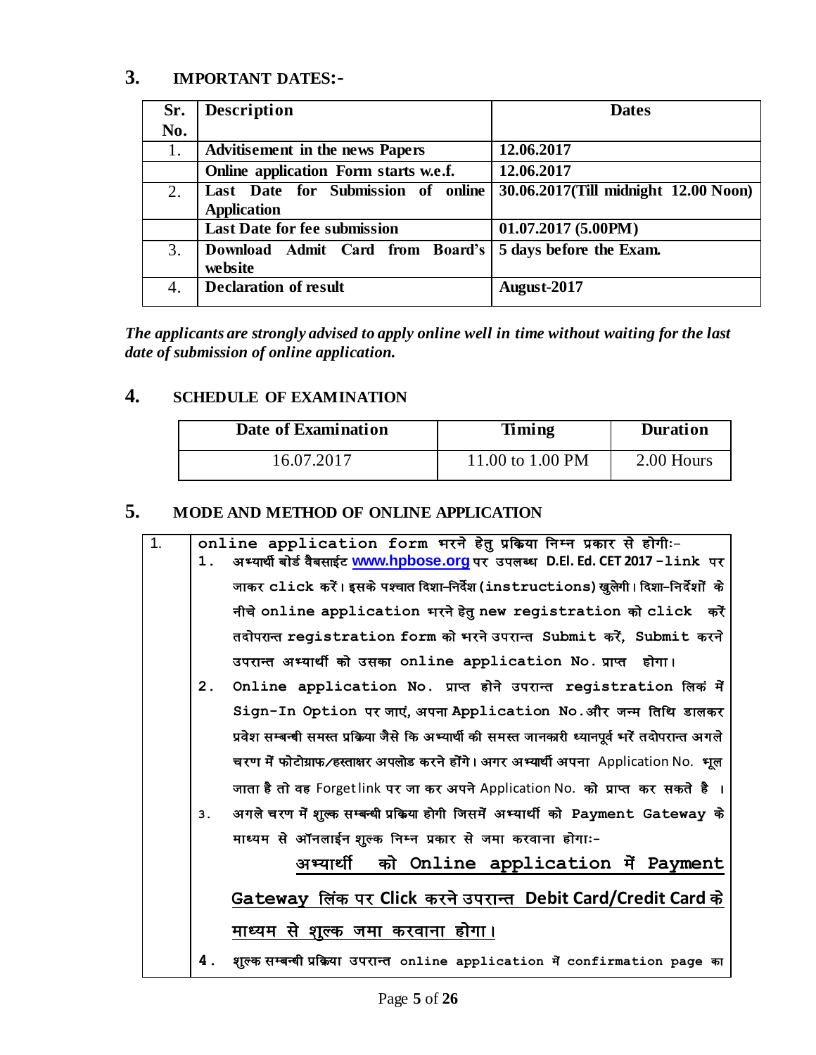## 3. IMPORTANT DATES:-

| Sr. No. | Description | Dates |
|---|---|---|
| 1. | Advitisement in the news Papers | 12.06.2017 |
| | Online application Form starts w.e.f. | 12.06.2017 |
| 2. | Last Date for Submission of online Application | 30.06.2017(Till midnight 12.00 Noon) |
| | Last Date for fee submission | 01.07.2017 (5.00PM) |
| 3. | Download Admit Card from Board's website | 5 days before the Exam. |
| 4. | Declaration of result | August-2017 |

***The applicants are strongly advised to apply online well in time without waiting for the last date of submission of online application.***

## 4. SCHEDULE OF EXAMINATION

| Date of Examination | Timing | Duration |
|---|---|---|
| 16.07.2017 | 11.00 to 1.00 PM | 2.00 Hours |

## 5. MODE AND METHOD OF ONLINE APPLICATION

1. **online application form भरने हेतु प्रक्रिया निम्न प्रकार से होगीः–**

   1. अभ्यार्थी बोर्ड वैबसाईट www.hpbose.org पर उपलब्ध **D.El. Ed. CET 2017 -link** पर जाकर click करें। इसके पश्चात दिशा-निर्देश (instructions) खुलेगी। दिशा-निर्देशों के नीचे online application भरने हेतु new registration को click करें तदोपरान्त registration form को भरने उपरान्त Submit करें, Submit करने उपरान्त अभ्यार्थी को उसका online application No. प्राप्त होगा।
   2. Online application No. प्राप्त होने उपरान्त registration लिकं में Sign-In Option पर जाएं, अपना Application No.और जन्म तिथि डालकर प्रवेश सम्बन्धी समस्त प्रक्रिया जैसे कि अभ्यार्थी की समस्त जानकारी ध्यानपूर्व भरें तदोपरान्त अगले चरण में फोटोग्राफ/हस्ताक्षर अपलोड करने होंगे। अगर अभ्यार्थी अपना Application No. भूल जाता है तो वह Forget link पर जा कर अपने Application No. को प्राप्त कर सकते है ।
   3. अगले चरण में शुल्क सम्बन्धी प्रक्रिया होगी जिसमें अभ्यार्थी को Payment Gateway के माध्यम से ऑनलाईन शुल्क निम्न प्रकार से जमा करवाना होगाः-

      **अभ्यार्थी को Online application में Payment Gateway लिंक पर Click करने उपरान्त Debit Card/Credit Card के माध्यम से शुल्क जमा करवाना होगा।**
   4. शुल्क सम्बन्धी प्रक्रिया उपरान्त online application में confirmation page का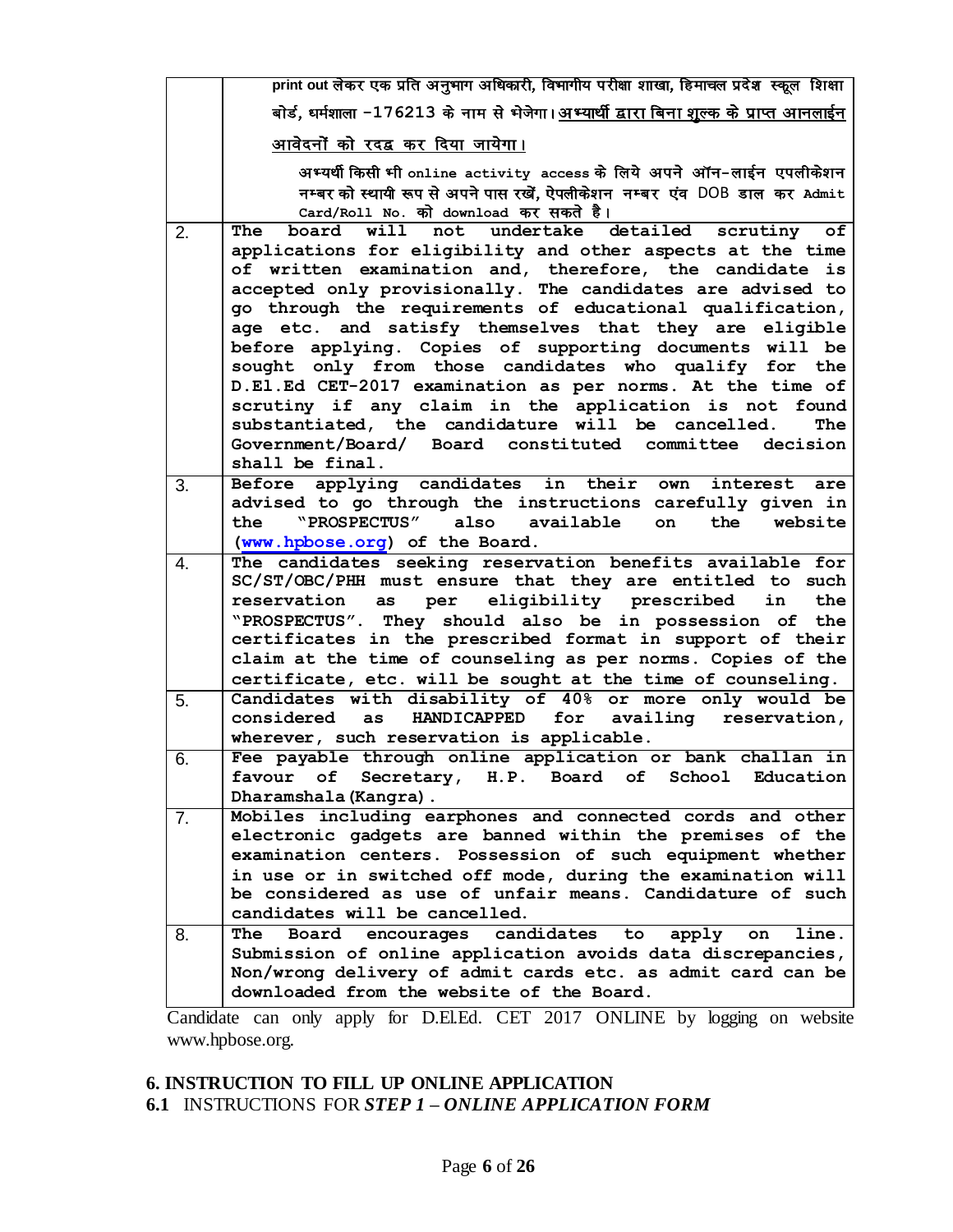| | |
|---|---|
| | print out लेकर एक प्रति अनुभाग अधिकारी, विभागीय परीक्षा शाखा, हिमाचल प्रदेश स्कूल शिक्षा बोर्ड, धर्मशाला -176213 के नाम से भेजेगा। <u>अभ्यार्थी द्वारा बिना शुल्क के प्राप्त आनलाईन आवेदनों को रदद्व कर दिया जायेगा।</u><br><br>अभ्यर्थी किसी भी online activity access के लिये अपने ऑन-लाईन एपलीकेशन नम्बर को स्थायी रूप से अपने पास रखें, ऐपलीकेशन नम्बर एंव DOB डाल कर Admit Card/Roll No. को download कर सकते है। |
| 2. | The board will not undertake detailed scrutiny of applications for eligibility and other aspects at the time of written examination and, therefore, the candidate is accepted only provisionally. The candidates are advised to go through the requirements of educational qualification, age etc. and satisfy themselves that they are eligible before applying. Copies of supporting documents will be sought only from those candidates who qualify for the D.El.Ed CET-2017 examination as per norms. At the time of scrutiny if any claim in the application is not found substantiated, the candidature will be cancelled. The Government/Board/ Board constituted committee decision shall be final. |
| 3. | Before applying candidates in their own interest are advised to go through the instructions carefully given in the "PROSPECTUS" also available on the website (www.hpbose.org) of the Board. |
| 4. | The candidates seeking reservation benefits available for SC/ST/OBC/PHH must ensure that they are entitled to such reservation as per eligibility prescribed in the "PROSPECTUS". They should also be in possession of the certificates in the prescribed format in support of their claim at the time of counseling as per norms. Copies of the certificate, etc. will be sought at the time of counseling. |
| 5. | Candidates with disability of 40% or more only would be considered as HANDICAPPED for availing reservation, wherever, such reservation is applicable. |
| 6. | Fee payable through online application or bank challan in favour of Secretary, H.P. Board of School Education Dharamshala(Kangra). |
| 7. | Mobiles including earphones and connected cords and other electronic gadgets are banned within the premises of the examination centers. Possession of such equipment whether in use or in switched off mode, during the examination will be considered as use of unfair means. Candidature of such candidates will be cancelled. |
| 8. | The Board encourages candidates to apply on line. Submission of online application avoids data discrepancies, Non/wrong delivery of admit cards etc. as admit card can be downloaded from the website of the Board. |

Candidate can only apply for D.El.Ed. CET 2017 ONLINE by logging on website www.hpbose.org.

## 6. INSTRUCTION TO FILL UP ONLINE APPLICATION

### 6.1 INSTRUCTIONS FOR *STEP 1 – ONLINE APPLICATION FORM*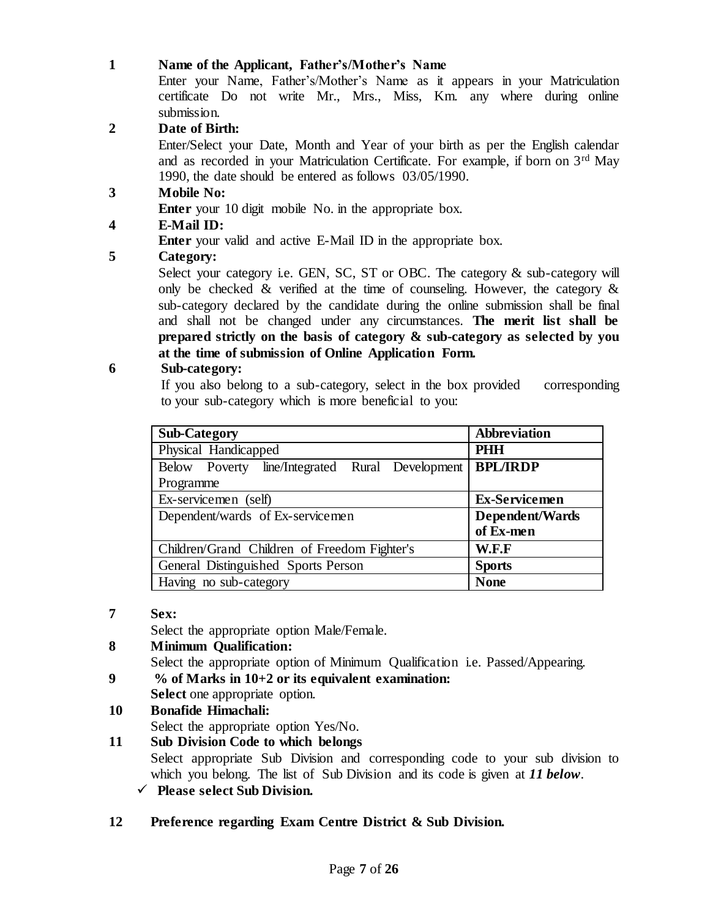**1 Name of the Applicant, Father's/Mother's Name**

Enter your Name, Father's/Mother's Name as it appears in your Matriculation certificate Do not write Mr., Mrs., Miss, Km. any where during online submission.

**2 Date of Birth:**

Enter/Select your Date, Month and Year of your birth as per the English calendar and as recorded in your Matriculation Certificate. For example, if born on 3rd May 1990, the date should be entered as follows 03/05/1990.

**3 Mobile No:**

**Enter** your 10 digit mobile No. in the appropriate box.

**4 E-Mail ID:**

**Enter** your valid and active E-Mail ID in the appropriate box.

**5 Category:**

Select your category i.e. GEN, SC, ST or OBC. The category & sub-category will only be checked & verified at the time of counseling. However, the category & sub-category declared by the candidate during the online submission shall be final and shall not be changed under any circumstances. **The merit list shall be prepared strictly on the basis of category & sub-category as selected by you at the time of submission of Online Application Form.**

**6 Sub-category:**

If you also belong to a sub-category, select in the box provided corresponding to your sub-category which is more beneficial to you:

| Sub-Category | Abbreviation |
|---|---|
| Physical Handicapped | **PHH** |
| Below Poverty line/Integrated Rural Development Programme | **BPL/IRDP** |
| Ex-servicemen (self) | **Ex-Servicemen** |
| Dependent/wards of Ex-servicemen | **Dependent/Wards of Ex-men** |
| Children/Grand Children of Freedom Fighter's | **W.F.F** |
| General Distinguished Sports Person | **Sports** |
| Having no sub-category | **None** |

**7 Sex:**

Select the appropriate option Male/Female.

**8 Minimum Qualification:**

Select the appropriate option of Minimum Qualification i.e. Passed/Appearing.

**9 % of Marks in 10+2 or its equivalent examination:**

**Select** one appropriate option.

**10 Bonafide Himachali:**

Select the appropriate option Yes/No.

**11 Sub Division Code to which belongs**

Select appropriate Sub Division and corresponding code to your sub division to which you belong. The list of Sub Division and its code is given at ***11 below***.

- ✓ **Please select Sub Division.**

**12 Preference regarding Exam Centre District & Sub Division.**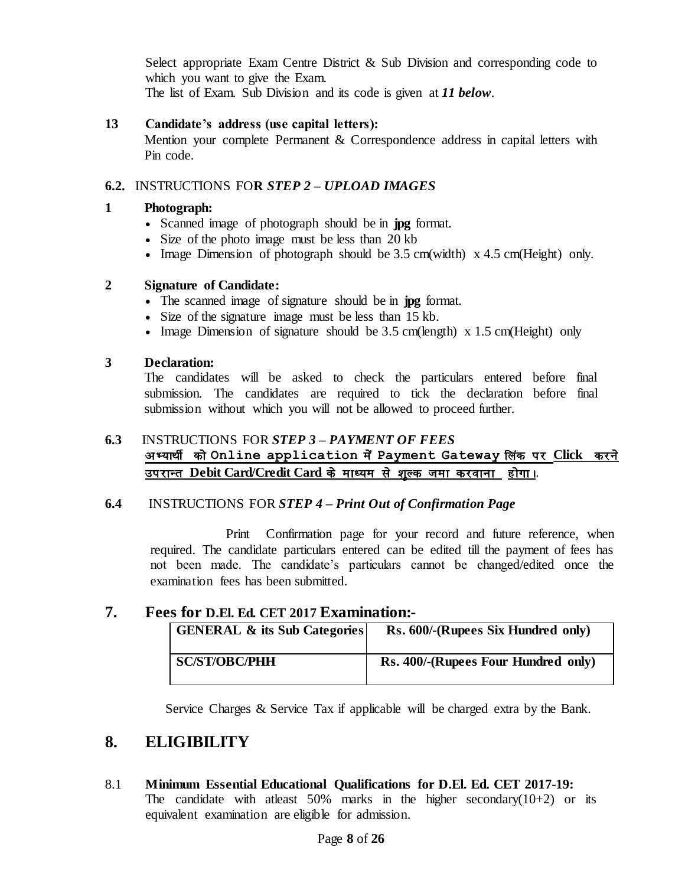Select appropriate Exam Centre District & Sub Division and corresponding code to which you want to give the Exam.
The list of Exam. Sub Division and its code is given at ***11 below***.

**13 Candidate's address (use capital letters):**
Mention your complete Permanent & Correspondence address in capital letters with Pin code.

### 6.2. INSTRUCTIONS FOR *STEP 2 – UPLOAD IMAGES*

**1 Photograph:**

- Scanned image of photograph should be in **jpg** format.
- Size of the photo image must be less than 20 kb
- Image Dimension of photograph should be 3.5 cm(width) x 4.5 cm(Height) only.

**2 Signature of Candidate:**

- The scanned image of signature should be in **jpg** format.
- Size of the signature image must be less than 15 kb.
- Image Dimension of signature should be 3.5 cm(length) x 1.5 cm(Height) only

**3 Declaration:**
The candidates will be asked to check the particulars entered before final submission. The candidates are required to tick the declaration before final submission without which you will not be allowed to proceed further.

### 6.3 INSTRUCTIONS FOR *STEP 3 – PAYMENT OF FEES*

**अभ्यार्थी को Online application में Payment Gateway लिंक पर Click करने उपरान्त Debit Card/Credit Card के माध्यम से शुल्क जमा करवाना होगा।**

### 6.4 INSTRUCTIONS FOR *STEP 4 – Print Out of Confirmation Page*

Print Confirmation page for your record and future reference, when required. The candidate particulars entered can be edited till the payment of fees has not been made. The candidate's particulars cannot be changed/edited once the examination fees has been submitted.

## 7. Fees for D.El. Ed. CET 2017 Examination:-

| GENERAL & its Sub Categories | Rs. 600/-(Rupees Six Hundred only) |
|---|---|
| SC/ST/OBC/PHH | Rs. 400/-(Rupees Four Hundred only) |

Service Charges & Service Tax if applicable will be charged extra by the Bank.

## 8. ELIGIBILITY

8.1 **Minimum Essential Educational Qualifications for D.El. Ed. CET 2017-19:**
The candidate with atleast 50% marks in the higher secondary(10+2) or its equivalent examination are eligible for admission.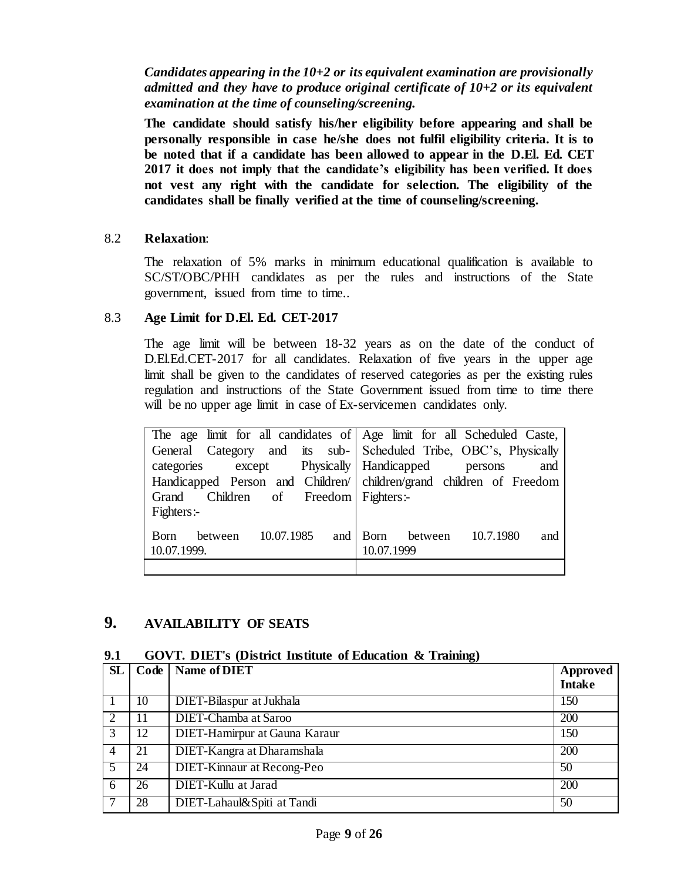***Candidates appearing in the 10+2 or its equivalent examination are provisionally admitted and they have to produce original certificate of 10+2 or its equivalent examination at the time of counseling/screening.***

**The candidate should satisfy his/her eligibility before appearing and shall be personally responsible in case he/she does not fulfil eligibility criteria. It is to be noted that if a candidate has been allowed to appear in the D.El. Ed. CET 2017 it does not imply that the candidate's eligibility has been verified. It does not vest any right with the candidate for selection. The eligibility of the candidates shall be finally verified at the time of counseling/screening.**

8.2 **Relaxation**:

The relaxation of 5% marks in minimum educational qualification is available to SC/ST/OBC/PHH candidates as per the rules and instructions of the State government, issued from time to time..

8.3 **Age Limit for D.El. Ed. CET-2017**

The age limit will be between 18-32 years as on the date of the conduct of D.El.Ed.CET-2017 for all candidates. Relaxation of five years in the upper age limit shall be given to the candidates of reserved categories as per the existing rules regulation and instructions of the State Government issued from time to time there will be no upper age limit in case of Ex-servicemen candidates only.

| The age limit for all candidates of General Category and its sub-categories except Physically Handicapped Person and Children/ Grand Children of Freedom Fighters:- | Age limit for all Scheduled Caste, Scheduled Tribe, OBC's, Physically Handicapped persons and children/grand children of Freedom Fighters:- |
|---|---|
| Born between 10.07.1985 and 10.07.1999. | Born between 10.7.1980 and 10.07.1999 |
| | |

## 9. AVAILABILITY OF SEATS

### 9.1 GOVT. DIET's (District Institute of Education & Training)

| SL | Code | Name of DIET | Approved Intake |
|---|---|---|---|
| 1 | 10 | DIET-Bilaspur at Jukhala | 150 |
| 2 | 11 | DIET-Chamba at Saroo | 200 |
| 3 | 12 | DIET-Hamirpur at Gauna Karaur | 150 |
| 4 | 21 | DIET-Kangra at Dharamshala | 200 |
| 5 | 24 | DIET-Kinnaur at Recong-Peo | 50 |
| 6 | 26 | DIET-Kullu at Jarad | 200 |
| 7 | 28 | DIET-Lahaul&Spiti at Tandi | 50 |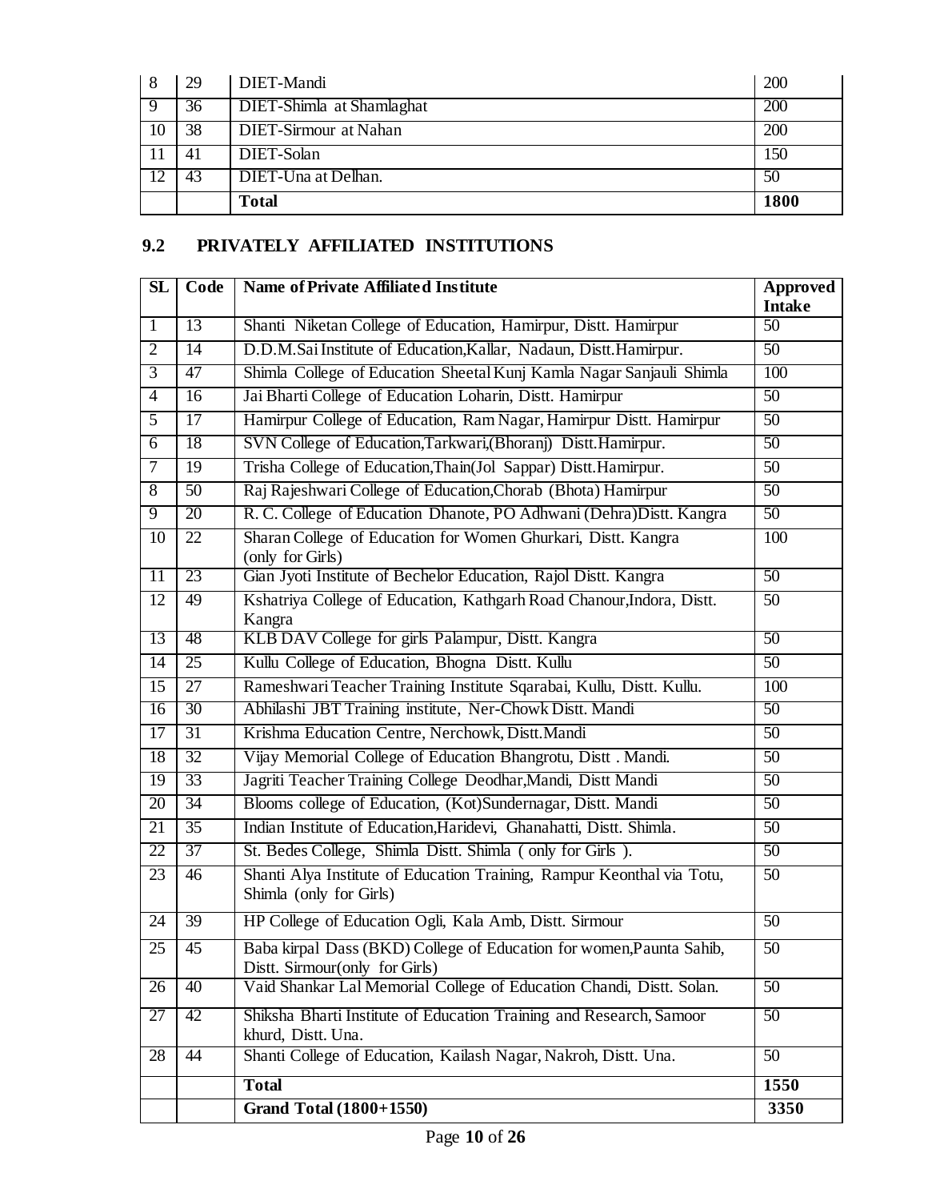| 8 | 29 | DIET-Mandi | 200 |
|---|---|---|---|
| 9 | 36 | DIET-Shimla at Shamlaghat | 200 |
| 10 | 38 | DIET-Sirmour at Nahan | 200 |
| 11 | 41 | DIET-Solan | 150 |
| 12 | 43 | DIET-Una at Delhan. | 50 |
| | | **Total** | **1800** |

## 9.2 PRIVATELY AFFILIATED INSTITUTIONS

| SL | Code | Name of Private Affiliated Institute | Approved Intake |
|---|---|---|---|
| 1 | 13 | Shanti Niketan College of Education, Hamirpur, Distt. Hamirpur | 50 |
| 2 | 14 | D.D.M.Sai Institute of Education,Kallar, Nadaun, Distt.Hamirpur. | 50 |
| 3 | 47 | Shimla College of Education Sheetal Kunj Kamla Nagar Sanjauli Shimla | 100 |
| 4 | 16 | Jai Bharti College of Education Loharin, Distt. Hamirpur | 50 |
| 5 | 17 | Hamirpur College of Education, Ram Nagar, Hamirpur Distt. Hamirpur | 50 |
| 6 | 18 | SVN College of Education,Tarkwari,(Bhoranj) Distt.Hamirpur. | 50 |
| 7 | 19 | Trisha College of Education,Thain(Jol Sappar) Distt.Hamirpur. | 50 |
| 8 | 50 | Raj Rajeshwari College of Education,Chorab (Bhota) Hamirpur | 50 |
| 9 | 20 | R. C. College of Education Dhanote, PO Adhwani (Dehra)Distt. Kangra | 50 |
| 10 | 22 | Sharan College of Education for Women Ghurkari, Distt. Kangra (only for Girls) | 100 |
| 11 | 23 | Gian Jyoti Institute of Bechelor Education, Rajol Distt. Kangra | 50 |
| 12 | 49 | Kshatriya College of Education, Kathgarh Road Chanour,Indora, Distt. Kangra | 50 |
| 13 | 48 | KLB DAV College for girls Palampur, Distt. Kangra | 50 |
| 14 | 25 | Kullu College of Education, Bhogna Distt. Kullu | 50 |
| 15 | 27 | Rameshwari Teacher Training Institute Sqarabai, Kullu, Distt. Kullu. | 100 |
| 16 | 30 | Abhilashi JBT Training institute, Ner-Chowk Distt. Mandi | 50 |
| 17 | 31 | Krishma Education Centre, Nerchowk, Distt.Mandi | 50 |
| 18 | 32 | Vijay Memorial College of Education Bhangrotu, Distt . Mandi. | 50 |
| 19 | 33 | Jagriti Teacher Training College Deodhar,Mandi, Distt Mandi | 50 |
| 20 | 34 | Blooms college of Education, (Kot)Sundernagar, Distt. Mandi | 50 |
| 21 | 35 | Indian Institute of Education,Haridevi, Ghanahatti, Distt. Shimla. | 50 |
| 22 | 37 | St. Bedes College, Shimla Distt. Shimla ( only for Girls ). | 50 |
| 23 | 46 | Shanti Alya Institute of Education Training, Rampur Keonthal via Totu, Shimla (only for Girls) | 50 |
| 24 | 39 | HP College of Education Ogli, Kala Amb, Distt. Sirmour | 50 |
| 25 | 45 | Baba kirpal Dass (BKD) College of Education for women,Paunta Sahib, Distt. Sirmour(only for Girls) | 50 |
| 26 | 40 | Vaid Shankar Lal Memorial College of Education Chandi, Distt. Solan. | 50 |
| 27 | 42 | Shiksha Bharti Institute of Education Training and Research, Samoor khurd, Distt. Una. | 50 |
| 28 | 44 | Shanti College of Education, Kailash Nagar, Nakroh, Distt. Una. | 50 |
| | | **Total** | **1550** |
| | | **Grand Total (1800+1550)** | **3350** |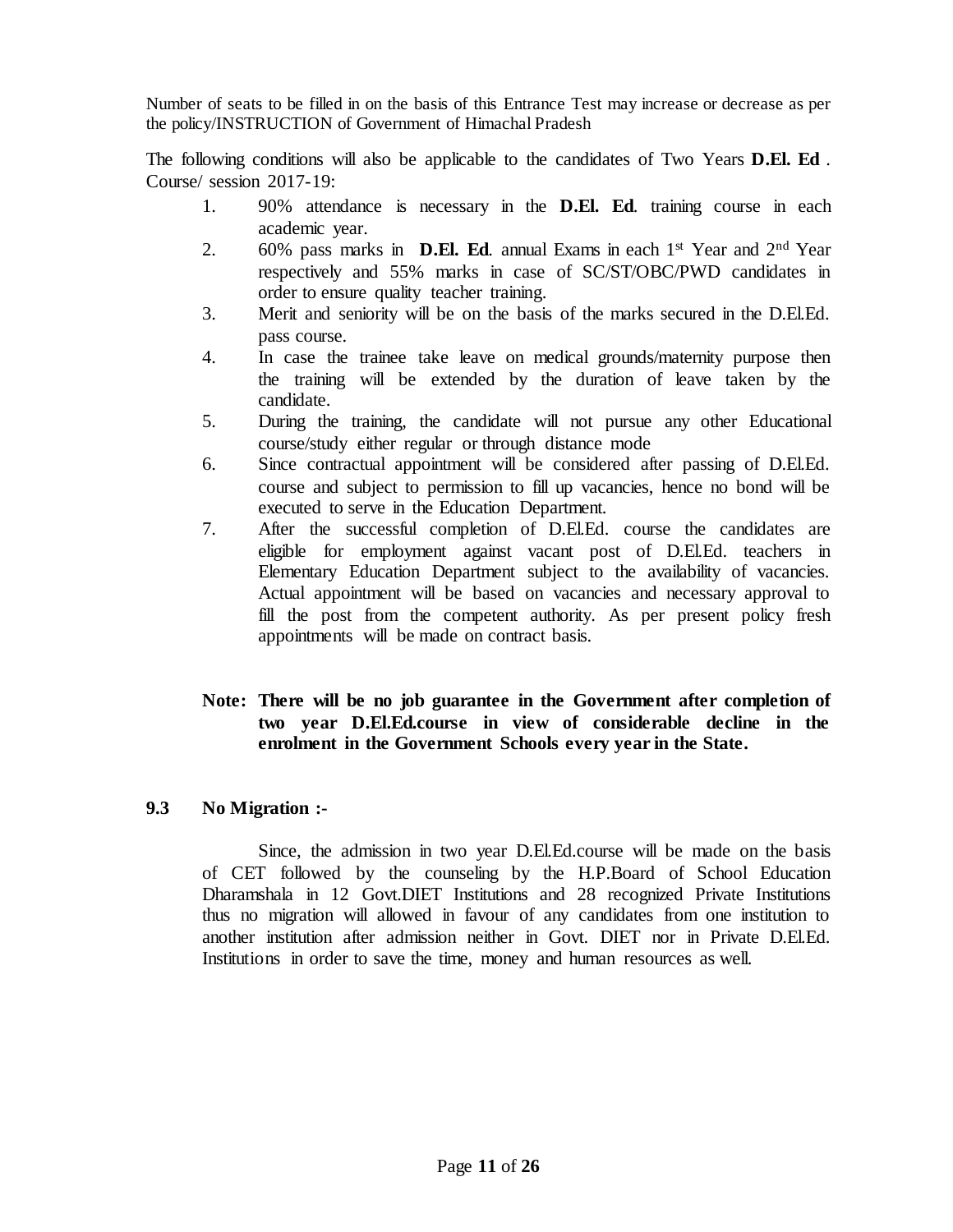Number of seats to be filled in on the basis of this Entrance Test may increase or decrease as per the policy/INSTRUCTION of Government of Himachal Pradesh

The following conditions will also be applicable to the candidates of Two Years **D.El. Ed** . Course/ session 2017-19:

1. 90% attendance is necessary in the **D.El. Ed**. training course in each academic year.
2. 60% pass marks in **D.El. Ed**. annual Exams in each 1st Year and 2nd Year respectively and 55% marks in case of SC/ST/OBC/PWD candidates in order to ensure quality teacher training.
3. Merit and seniority will be on the basis of the marks secured in the D.El.Ed. pass course.
4. In case the trainee take leave on medical grounds/maternity purpose then the training will be extended by the duration of leave taken by the candidate.
5. During the training, the candidate will not pursue any other Educational course/study either regular or through distance mode
6. Since contractual appointment will be considered after passing of D.El.Ed. course and subject to permission to fill up vacancies, hence no bond will be executed to serve in the Education Department.
7. After the successful completion of D.El.Ed. course the candidates are eligible for employment against vacant post of D.El.Ed. teachers in Elementary Education Department subject to the availability of vacancies. Actual appointment will be based on vacancies and necessary approval to fill the post from the competent authority. As per present policy fresh appointments will be made on contract basis.

**Note: There will be no job guarantee in the Government after completion of two year D.El.Ed.course in view of considerable decline in the enrolment in the Government Schools every year in the State.**

### 9.3 No Migration :-

Since, the admission in two year D.El.Ed.course will be made on the basis of CET followed by the counseling by the H.P.Board of School Education Dharamshala in 12 Govt.DIET Institutions and 28 recognized Private Institutions thus no migration will allowed in favour of any candidates from one institution to another institution after admission neither in Govt. DIET nor in Private D.El.Ed. Institutions in order to save the time, money and human resources as well.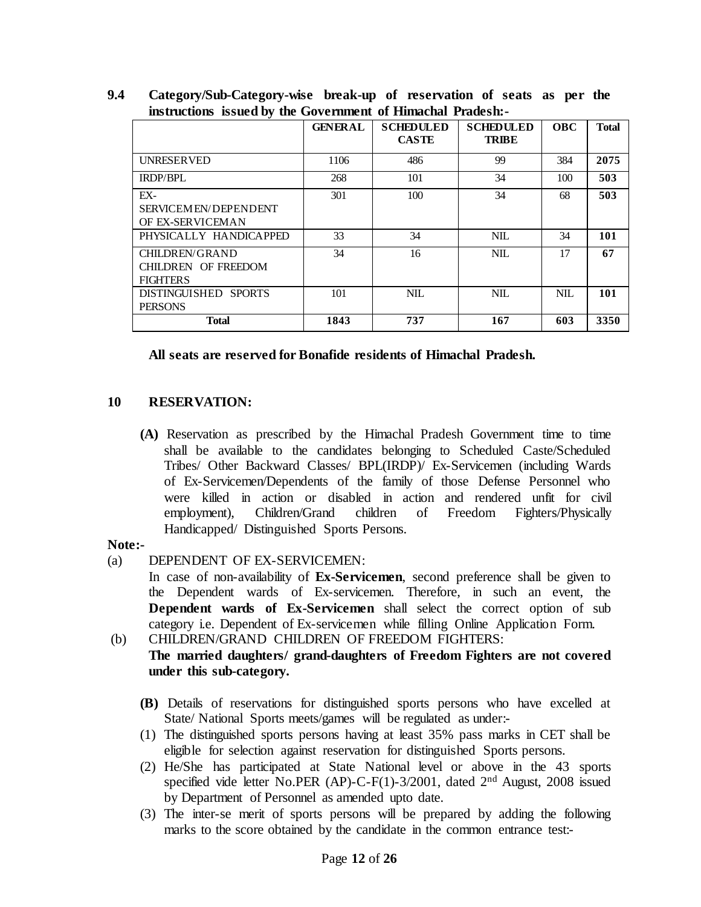**9.4 Category/Sub-Category-wise break-up of reservation of seats as per the instructions issued by the Government of Himachal Pradesh:-**

| | GENERAL | SCHEDULED CASTE | SCHEDULED TRIBE | OBC | Total |
|---|---|---|---|---|---|
| UNRESERVED | 1106 | 486 | 99 | 384 | **2075** |
| IRDP/BPL | 268 | 101 | 34 | 100 | **503** |
| EX-SERVICEMEN/DEPENDENT OF EX-SERVICEMAN | 301 | 100 | 34 | 68 | **503** |
| PHYSICALLY HANDICAPPED | 33 | 34 | NIL | 34 | **101** |
| CHILDREN/GRAND CHILDREN OF FREEDOM FIGHTERS | 34 | 16 | NIL | 17 | **67** |
| DISTINGUISHED SPORTS PERSONS | 101 | NIL | NIL | NIL | **101** |
| **Total** | **1843** | **737** | **167** | **603** | **3350** |

**All seats are reserved for Bonafide residents of Himachal Pradesh.**

## 10 RESERVATION:

**(A)** Reservation as prescribed by the Himachal Pradesh Government time to time shall be available to the candidates belonging to Scheduled Caste/Scheduled Tribes/ Other Backward Classes/ BPL(IRDP)/ Ex-Servicemen (including Wards of Ex-Servicemen/Dependents of the family of those Defense Personnel who were killed in action or disabled in action and rendered unfit for civil employment), Children/Grand children of Freedom Fighters/Physically Handicapped/ Distinguished Sports Persons.

**Note:-**

(a) DEPENDENT OF EX-SERVICEMEN:
In case of non-availability of **Ex-Servicemen**, second preference shall be given to the Dependent wards of Ex-servicemen. Therefore, in such an event, the **Dependent wards of Ex-Servicemen** shall select the correct option of sub category i.e. Dependent of Ex-servicemen while filling Online Application Form.

(b) CHILDREN/GRAND CHILDREN OF FREEDOM FIGHTERS:
**The married daughters/ grand-daughters of Freedom Fighters are not covered under this sub-category.**

**(B)** Details of reservations for distinguished sports persons who have excelled at State/ National Sports meets/games will be regulated as under:-

(1) The distinguished sports persons having at least 35% pass marks in CET shall be eligible for selection against reservation for distinguished Sports persons.

(2) He/She has participated at State National level or above in the 43 sports specified vide letter No.PER (AP)-C-F(1)-3/2001, dated 2nd August, 2008 issued by Department of Personnel as amended upto date.

(3) The inter-se merit of sports persons will be prepared by adding the following marks to the score obtained by the candidate in the common entrance test:-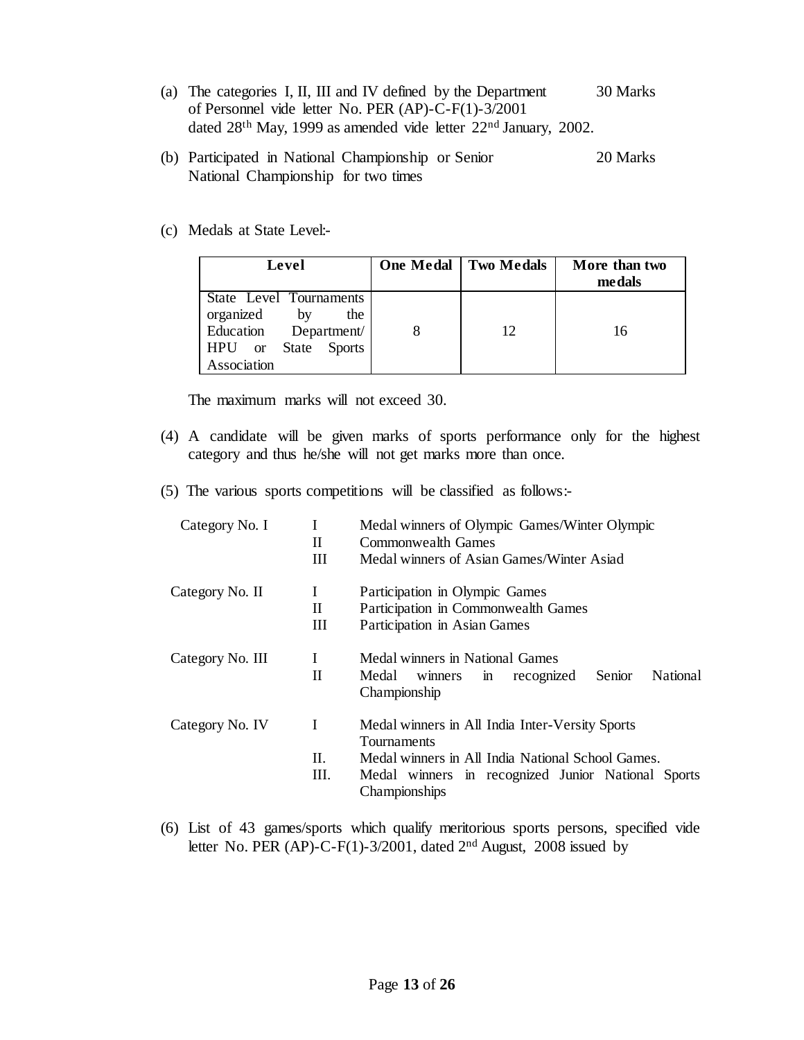(a) The categories I, II, III and IV defined by the Department of Personnel vide letter No. PER (AP)-C-F(1)-3/2001 dated 28th May, 1999 as amended vide letter 22nd January, 2002. — 30 Marks

(b) Participated in National Championship or Senior National Championship for two times — 20 Marks

(c) Medals at State Level:-

| Level | One Medal | Two Medals | More than two medals |
|---|---|---|---|
| State Level Tournaments organized by the Education Department/ HPU or State Sports Association | 8 | 12 | 16 |

The maximum marks will not exceed 30.

(4) A candidate will be given marks of sports performance only for the highest category and thus he/she will not get marks more than once.

(5) The various sports competitions will be classified as follows:-

| | | |
|---|---|---|
| Category No. I | I | Medal winners of Olympic Games/Winter Olympic |
| | II | Commonwealth Games |
| | III | Medal winners of Asian Games/Winter Asiad |
| Category No. II | I | Participation in Olympic Games |
| | II | Participation in Commonwealth Games |
| | III | Participation in Asian Games |
| Category No. III | I | Medal winners in National Games |
| | II | Medal winners in recognized Senior National Championship |
| Category No. IV | I | Medal winners in All India Inter-Versity Sports Tournaments |
| | II. | Medal winners in All India National School Games. |
| | III. | Medal winners in recognized Junior National Sports Championships |

(6) List of 43 games/sports which qualify meritorious sports persons, specified vide letter No. PER (AP)-C-F(1)-3/2001, dated 2nd August, 2008 issued by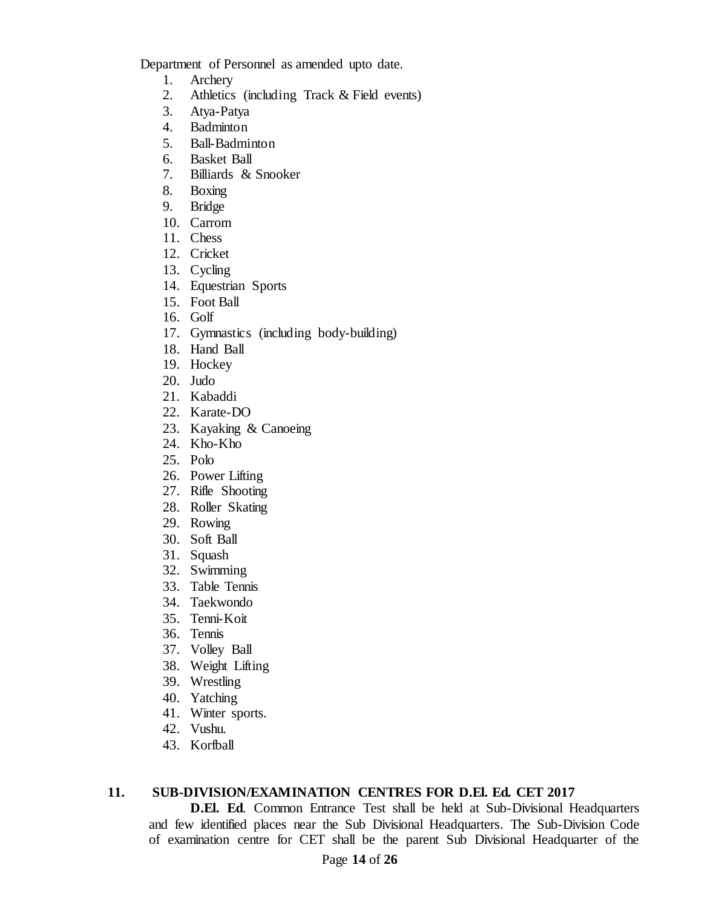Department of Personnel as amended upto date.

1. Archery
2. Athletics (including Track & Field events)
3. Atya-Patya
4. Badminton
5. Ball-Badminton
6. Basket Ball
7. Billiards & Snooker
8. Boxing
9. Bridge
10. Carrom
11. Chess
12. Cricket
13. Cycling
14. Equestrian Sports
15. Foot Ball
16. Golf
17. Gymnastics (including body-building)
18. Hand Ball
19. Hockey
20. Judo
21. Kabaddi
22. Karate-DO
23. Kayaking & Canoeing
24. Kho-Kho
25. Polo
26. Power Lifting
27. Rifle Shooting
28. Roller Skating
29. Rowing
30. Soft Ball
31. Squash
32. Swimming
33. Table Tennis
34. Taekwondo
35. Tenni-Koit
36. Tennis
37. Volley Ball
38. Weight Lifting
39. Wrestling
40. Yatching
41. Winter sports.
42. Vushu.
43. Korfball

## 11. SUB-DIVISION/EXAMINATION CENTRES FOR D.El. Ed. CET 2017

**D.El. Ed**. Common Entrance Test shall be held at Sub-Divisional Headquarters and few identified places near the Sub Divisional Headquarters. The Sub-Division Code of examination centre for CET shall be the parent Sub Divisional Headquarter of the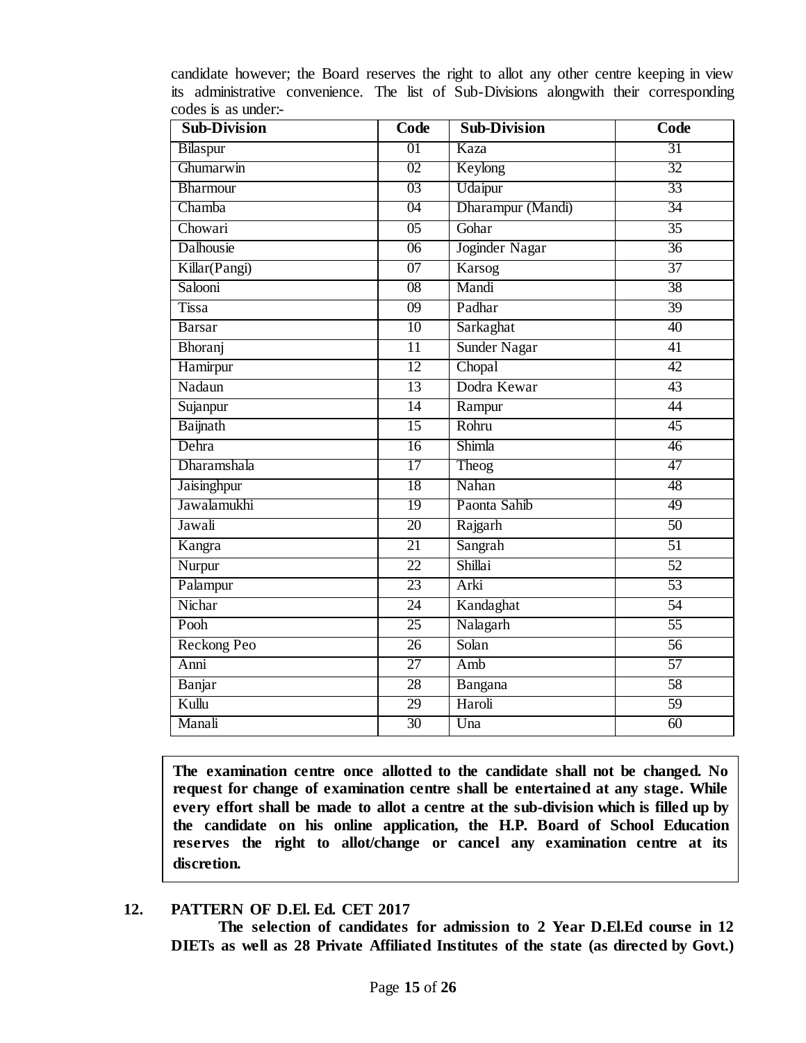candidate however; the Board reserves the right to allot any other centre keeping in view its administrative convenience. The list of Sub-Divisions alongwith their corresponding codes is as under:-

| Sub-Division | Code | Sub-Division | Code |
|---|---|---|---|
| Bilaspur | 01 | Kaza | 31 |
| Ghumarwin | 02 | Keylong | 32 |
| Bharmour | 03 | Udaipur | 33 |
| Chamba | 04 | Dharampur (Mandi) | 34 |
| Chowari | 05 | Gohar | 35 |
| Dalhousie | 06 | Joginder Nagar | 36 |
| Killar(Pangi) | 07 | Karsog | 37 |
| Salooni | 08 | Mandi | 38 |
| Tissa | 09 | Padhar | 39 |
| Barsar | 10 | Sarkaghat | 40 |
| Bhoranj | 11 | Sunder Nagar | 41 |
| Hamirpur | 12 | Chopal | 42 |
| Nadaun | 13 | Dodra Kewar | 43 |
| Sujanpur | 14 | Rampur | 44 |
| Baijnath | 15 | Rohru | 45 |
| Dehra | 16 | Shimla | 46 |
| Dharamshala | 17 | Theog | 47 |
| Jaisinghpur | 18 | Nahan | 48 |
| Jawalamukhi | 19 | Paonta Sahib | 49 |
| Jawali | 20 | Rajgarh | 50 |
| Kangra | 21 | Sangrah | 51 |
| Nurpur | 22 | Shillai | 52 |
| Palampur | 23 | Arki | 53 |
| Nichar | 24 | Kandaghat | 54 |
| Pooh | 25 | Nalagarh | 55 |
| Reckong Peo | 26 | Solan | 56 |
| Anni | 27 | Amb | 57 |
| Banjar | 28 | Bangana | 58 |
| Kullu | 29 | Haroli | 59 |
| Manali | 30 | Una | 60 |

**The examination centre once allotted to the candidate shall not be changed. No request for change of examination centre shall be entertained at any stage. While every effort shall be made to allot a centre at the sub-division which is filled up by the candidate on his online application, the H.P. Board of School Education reserves the right to allot/change or cancel any examination centre at its discretion.**

## 12. PATTERN OF D.El. Ed. CET 2017

**The selection of candidates for admission to 2 Year D.El.Ed course in 12 DIETs as well as 28 Private Affiliated Institutes of the state (as directed by Govt.)**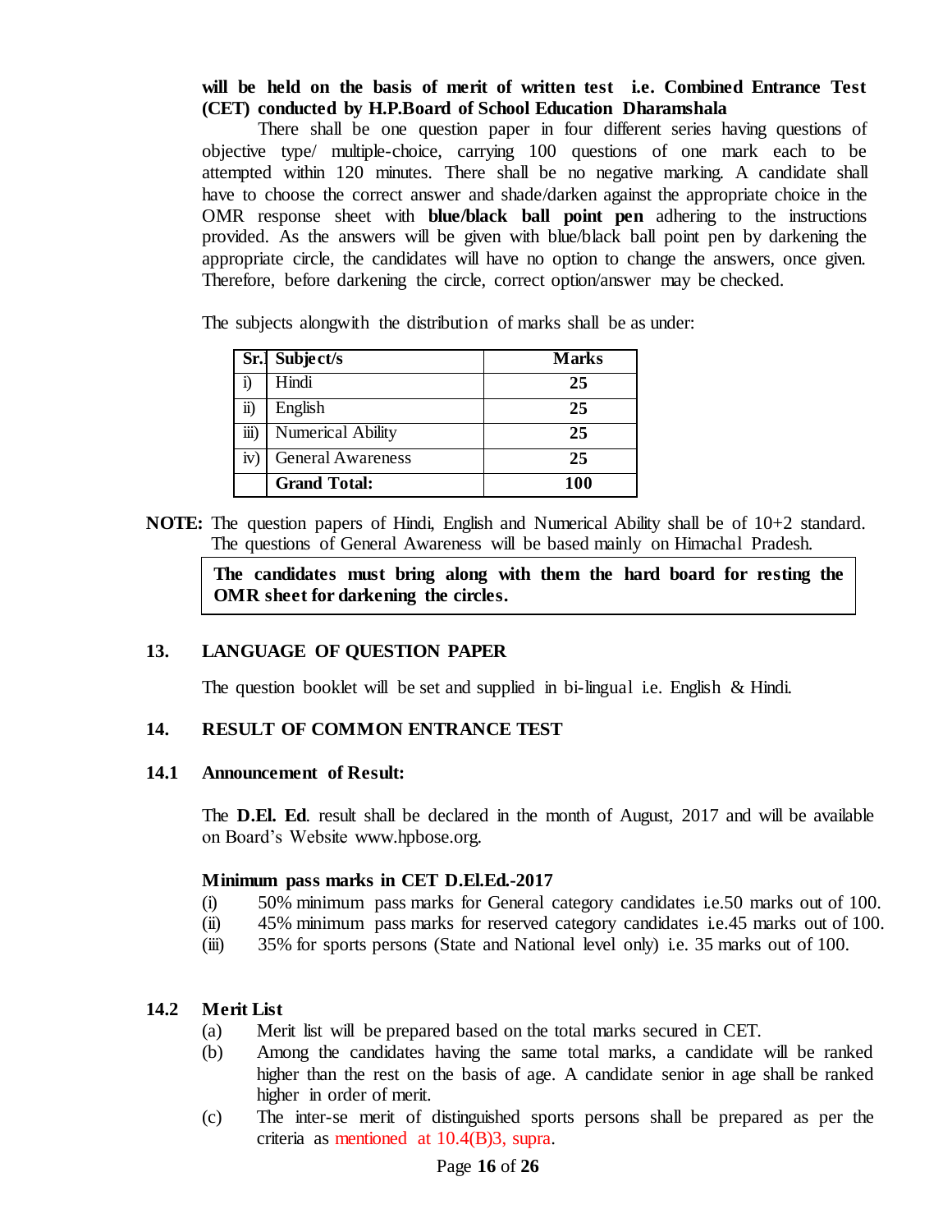**will be held on the basis of merit of written test i.e. Combined Entrance Test (CET) conducted by H.P.Board of School Education Dharamshala**

There shall be one question paper in four different series having questions of objective type/ multiple-choice, carrying 100 questions of one mark each to be attempted within 120 minutes. There shall be no negative marking. A candidate shall have to choose the correct answer and shade/darken against the appropriate choice in the OMR response sheet with **blue/black ball point pen** adhering to the instructions provided. As the answers will be given with blue/black ball point pen by darkening the appropriate circle, the candidates will have no option to change the answers, once given. Therefore, before darkening the circle, correct option/answer may be checked.

The subjects alongwith the distribution of marks shall be as under:

| Sr. | Subject/s | Marks |
|---|---|---|
| i) | Hindi | **25** |
| ii) | English | **25** |
| iii) | Numerical Ability | **25** |
| iv) | General Awareness | **25** |
| | **Grand Total:** | **100** |

**NOTE:** The question papers of Hindi, English and Numerical Ability shall be of 10+2 standard. The questions of General Awareness will be based mainly on Himachal Pradesh.

**The candidates must bring along with them the hard board for resting the OMR sheet for darkening the circles.**

## 13. LANGUAGE OF QUESTION PAPER

The question booklet will be set and supplied in bi-lingual i.e. English & Hindi.

## 14. RESULT OF COMMON ENTRANCE TEST

### 14.1 Announcement of Result:

The **D.El. Ed**. result shall be declared in the month of August, 2017 and will be available on Board's Website www.hpbose.org.

**Minimum pass marks in CET D.El.Ed.-2017**

(i) 50% minimum pass marks for General category candidates i.e.50 marks out of 100.
(ii) 45% minimum pass marks for reserved category candidates i.e.45 marks out of 100.
(iii) 35% for sports persons (State and National level only) i.e. 35 marks out of 100.

### 14.2 Merit List

(a) Merit list will be prepared based on the total marks secured in CET.
(b) Among the candidates having the same total marks, a candidate will be ranked higher than the rest on the basis of age. A candidate senior in age shall be ranked higher in order of merit.
(c) The inter-se merit of distinguished sports persons shall be prepared as per the criteria as mentioned at 10.4(B)3, supra.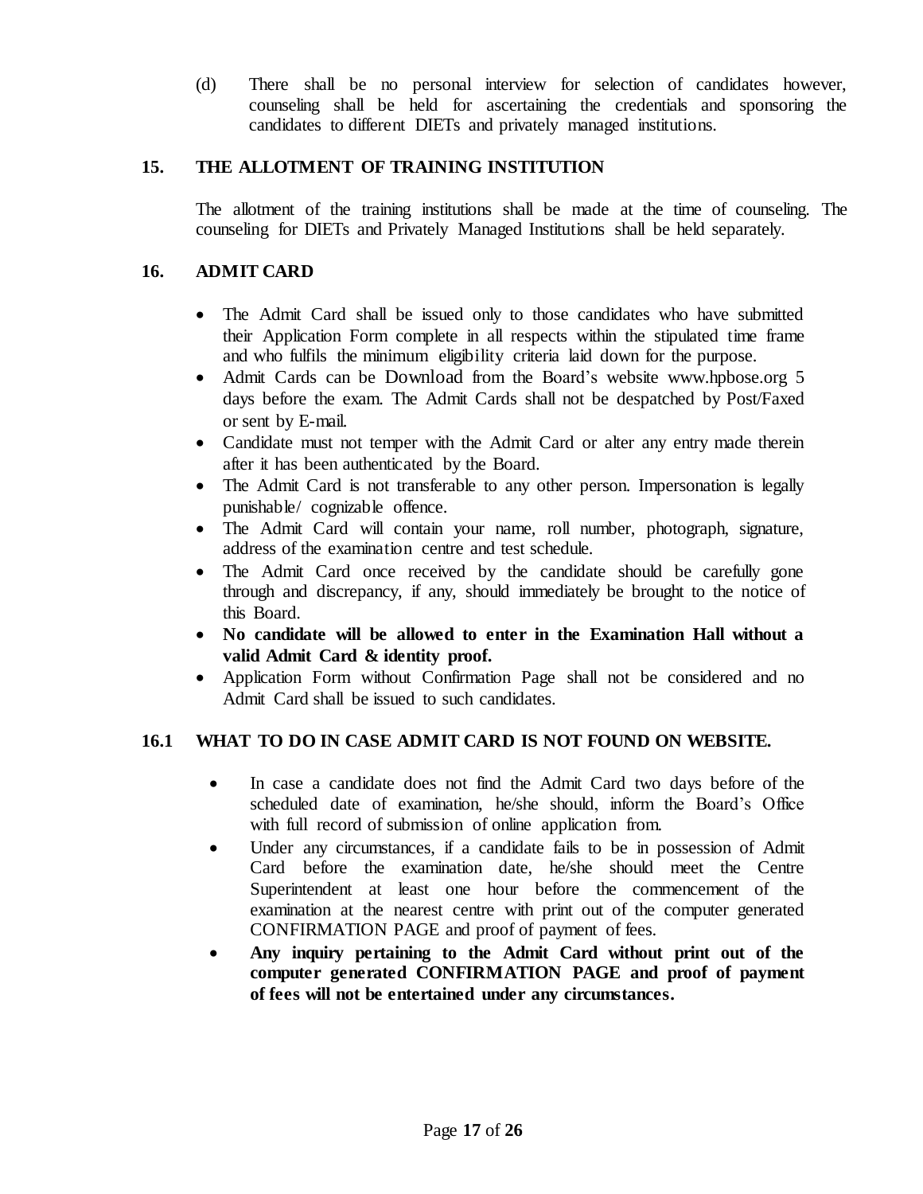(d) There shall be no personal interview for selection of candidates however, counseling shall be held for ascertaining the credentials and sponsoring the candidates to different DIETs and privately managed institutions.

## 15. THE ALLOTMENT OF TRAINING INSTITUTION

The allotment of the training institutions shall be made at the time of counseling. The counseling for DIETs and Privately Managed Institutions shall be held separately.

## 16. ADMIT CARD

- The Admit Card shall be issued only to those candidates who have submitted their Application Form complete in all respects within the stipulated time frame and who fulfils the minimum eligibility criteria laid down for the purpose.
- Admit Cards can be Download from the Board's website www.hpbose.org 5 days before the exam. The Admit Cards shall not be despatched by Post/Faxed or sent by E-mail.
- Candidate must not temper with the Admit Card or alter any entry made therein after it has been authenticated by the Board.
- The Admit Card is not transferable to any other person. Impersonation is legally punishable/ cognizable offence.
- The Admit Card will contain your name, roll number, photograph, signature, address of the examination centre and test schedule.
- The Admit Card once received by the candidate should be carefully gone through and discrepancy, if any, should immediately be brought to the notice of this Board.
- **No candidate will be allowed to enter in the Examination Hall without a valid Admit Card & identity proof.**
- Application Form without Confirmation Page shall not be considered and no Admit Card shall be issued to such candidates.

## 16.1 WHAT TO DO IN CASE ADMIT CARD IS NOT FOUND ON WEBSITE.

- In case a candidate does not find the Admit Card two days before of the scheduled date of examination, he/she should, inform the Board's Office with full record of submission of online application from.
- Under any circumstances, if a candidate fails to be in possession of Admit Card before the examination date, he/she should meet the Centre Superintendent at least one hour before the commencement of the examination at the nearest centre with print out of the computer generated CONFIRMATION PAGE and proof of payment of fees.
- **Any inquiry pertaining to the Admit Card without print out of the computer generated CONFIRMATION PAGE and proof of payment of fees will not be entertained under any circumstances.**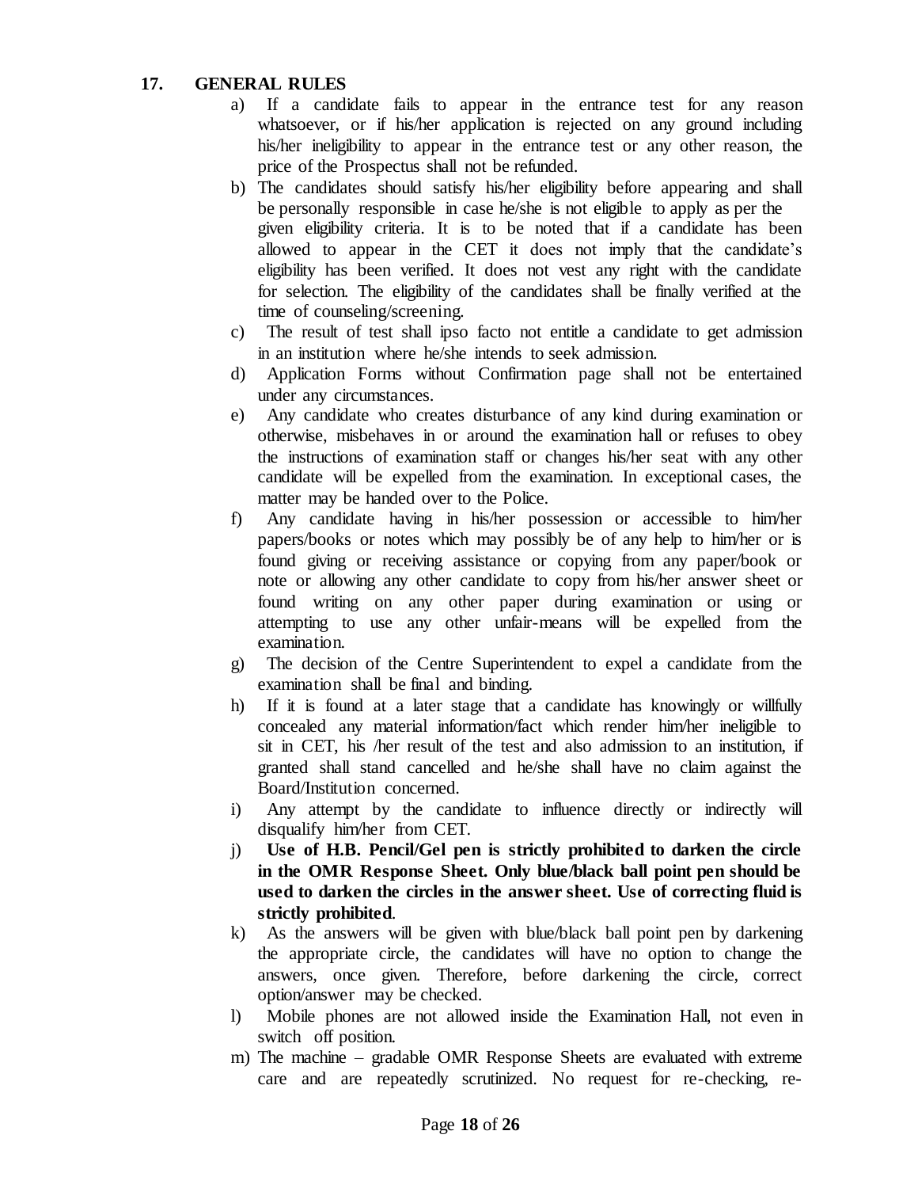## 17. GENERAL RULES

a) If a candidate fails to appear in the entrance test for any reason whatsoever, or if his/her application is rejected on any ground including his/her ineligibility to appear in the entrance test or any other reason, the price of the Prospectus shall not be refunded.

b) The candidates should satisfy his/her eligibility before appearing and shall be personally responsible in case he/she is not eligible to apply as per the given eligibility criteria. It is to be noted that if a candidate has been allowed to appear in the CET it does not imply that the candidate's eligibility has been verified. It does not vest any right with the candidate for selection. The eligibility of the candidates shall be finally verified at the time of counseling/screening.

c) The result of test shall ipso facto not entitle a candidate to get admission in an institution where he/she intends to seek admission.

d) Application Forms without Confirmation page shall not be entertained under any circumstances.

e) Any candidate who creates disturbance of any kind during examination or otherwise, misbehaves in or around the examination hall or refuses to obey the instructions of examination staff or changes his/her seat with any other candidate will be expelled from the examination. In exceptional cases, the matter may be handed over to the Police.

f) Any candidate having in his/her possession or accessible to him/her papers/books or notes which may possibly be of any help to him/her or is found giving or receiving assistance or copying from any paper/book or note or allowing any other candidate to copy from his/her answer sheet or found writing on any other paper during examination or using or attempting to use any other unfair-means will be expelled from the examination.

g) The decision of the Centre Superintendent to expel a candidate from the examination shall be final and binding.

h) If it is found at a later stage that a candidate has knowingly or willfully concealed any material information/fact which render him/her ineligible to sit in CET, his /her result of the test and also admission to an institution, if granted shall stand cancelled and he/she shall have no claim against the Board/Institution concerned.

i) Any attempt by the candidate to influence directly or indirectly will disqualify him/her from CET.

j) **Use of H.B. Pencil/Gel pen is strictly prohibited to darken the circle in the OMR Response Sheet. Only blue/black ball point pen should be used to darken the circles in the answer sheet. Use of correcting fluid is strictly prohibited**.

k) As the answers will be given with blue/black ball point pen by darkening the appropriate circle, the candidates will have no option to change the answers, once given. Therefore, before darkening the circle, correct option/answer may be checked.

l) Mobile phones are not allowed inside the Examination Hall, not even in switch off position.

m) The machine – gradable OMR Response Sheets are evaluated with extreme care and are repeatedly scrutinized. No request for re-checking, re-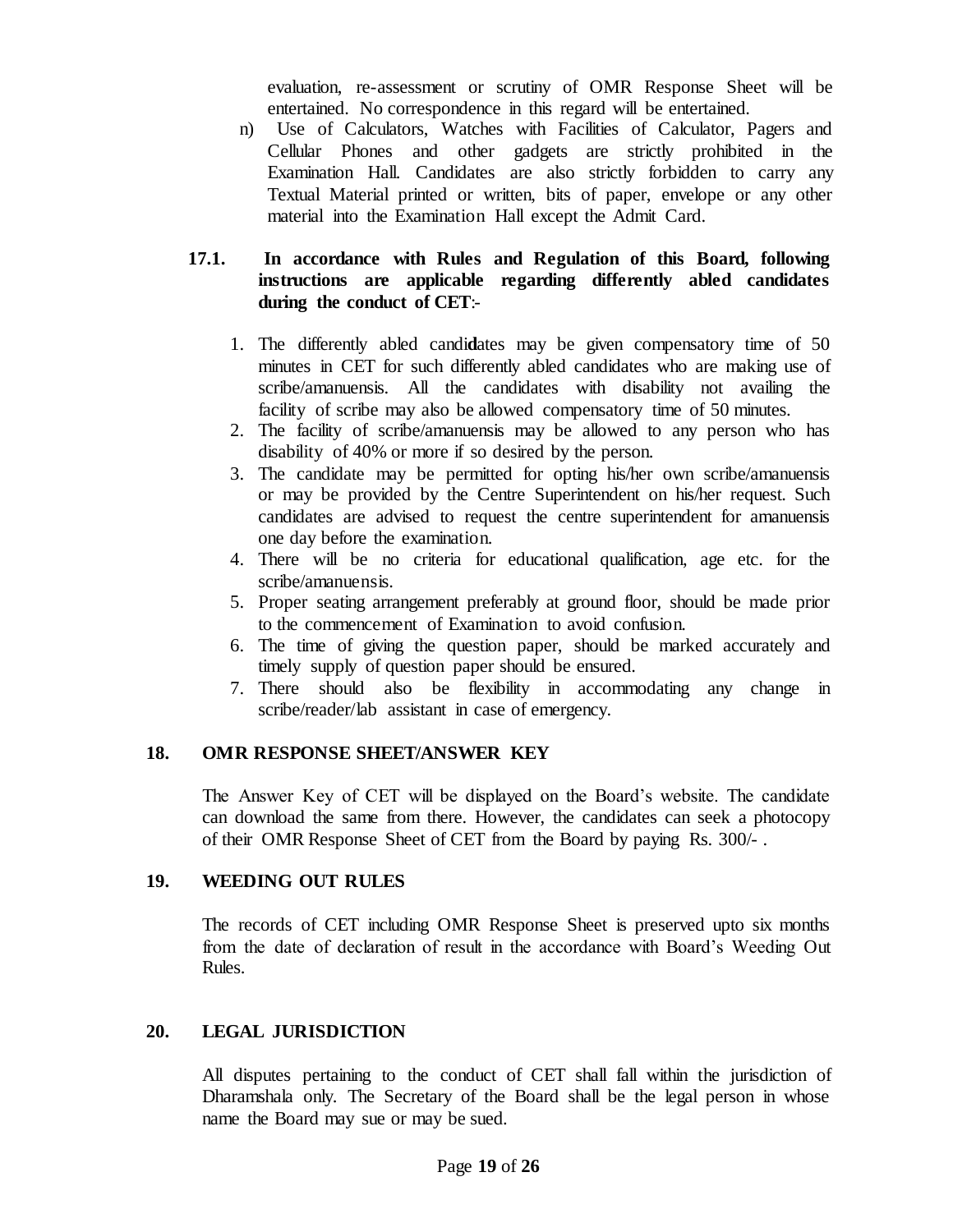evaluation, re-assessment or scrutiny of OMR Response Sheet will be entertained. No correspondence in this regard will be entertained.

n) Use of Calculators, Watches with Facilities of Calculator, Pagers and Cellular Phones and other gadgets are strictly prohibited in the Examination Hall. Candidates are also strictly forbidden to carry any Textual Material printed or written, bits of paper, envelope or any other material into the Examination Hall except the Admit Card.

**17.1. In accordance with Rules and Regulation of this Board, following instructions are applicable regarding differently abled candidates during the conduct of CET**:-

1. The differently abled candidates may be given compensatory time of 50 minutes in CET for such differently abled candidates who are making use of scribe/amanuensis. All the candidates with disability not availing the facility of scribe may also be allowed compensatory time of 50 minutes.
2. The facility of scribe/amanuensis may be allowed to any person who has disability of 40% or more if so desired by the person.
3. The candidate may be permitted for opting his/her own scribe/amanuensis or may be provided by the Centre Superintendent on his/her request. Such candidates are advised to request the centre superintendent for amanuensis one day before the examination.
4. There will be no criteria for educational qualification, age etc. for the scribe/amanuensis.
5. Proper seating arrangement preferably at ground floor, should be made prior to the commencement of Examination to avoid confusion.
6. The time of giving the question paper, should be marked accurately and timely supply of question paper should be ensured.
7. There should also be flexibility in accommodating any change in scribe/reader/lab assistant in case of emergency.

## 18. OMR RESPONSE SHEET/ANSWER KEY

The Answer Key of CET will be displayed on the Board's website. The candidate can download the same from there. However, the candidates can seek a photocopy of their OMR Response Sheet of CET from the Board by paying Rs. 300/- .

## 19. WEEDING OUT RULES

The records of CET including OMR Response Sheet is preserved upto six months from the date of declaration of result in the accordance with Board's Weeding Out Rules.

## 20. LEGAL JURISDICTION

All disputes pertaining to the conduct of CET shall fall within the jurisdiction of Dharamshala only. The Secretary of the Board shall be the legal person in whose name the Board may sue or may be sued.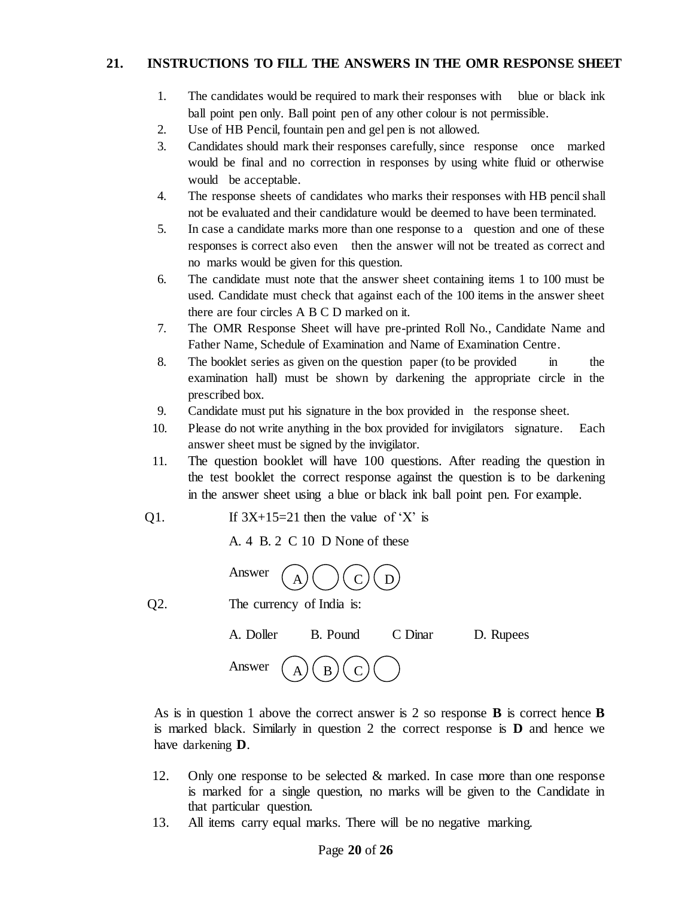## 21. INSTRUCTIONS TO FILL THE ANSWERS IN THE OMR RESPONSE SHEET

1. The candidates would be required to mark their responses with blue or black ink ball point pen only. Ball point pen of any other colour is not permissible.
2. Use of HB Pencil, fountain pen and gel pen is not allowed.
3. Candidates should mark their responses carefully, since response once marked would be final and no correction in responses by using white fluid or otherwise would be acceptable.
4. The response sheets of candidates who marks their responses with HB pencil shall not be evaluated and their candidature would be deemed to have been terminated.
5. In case a candidate marks more than one response to a question and one of these responses is correct also even then the answer will not be treated as correct and no marks would be given for this question.
6. The candidate must note that the answer sheet containing items 1 to 100 must be used. Candidate must check that against each of the 100 items in the answer sheet there are four circles A B C D marked on it.
7. The OMR Response Sheet will have pre-printed Roll No., Candidate Name and Father Name, Schedule of Examination and Name of Examination Centre.
8. The booklet series as given on the question paper (to be provided in the examination hall) must be shown by darkening the appropriate circle in the prescribed box.
9. Candidate must put his signature in the box provided in the response sheet.
10. Please do not write anything in the box provided for invigilators signature. Each answer sheet must be signed by the invigilator.
11. The question booklet will have 100 questions. After reading the question in the test booklet the correct response against the question is to be darkening in the answer sheet using a blue or black ink ball point pen. For example.

Q1. If $3X+15=21$ then the value of 'X' is

A. 4 B. 2 C 10 D None of these

Answer (A) ( ) (C) (D)

Q2. The currency of India is:

A. Doller B. Pound C Dinar D. Rupees

Answer (A) (B) (C) ( )

As is in question 1 above the correct answer is 2 so response **B** is correct hence **B** is marked black. Similarly in question 2 the correct response is **D** and hence we have darkening **D**.

12. Only one response to be selected & marked. In case more than one response is marked for a single question, no marks will be given to the Candidate in that particular question.
13. All items carry equal marks. There will be no negative marking.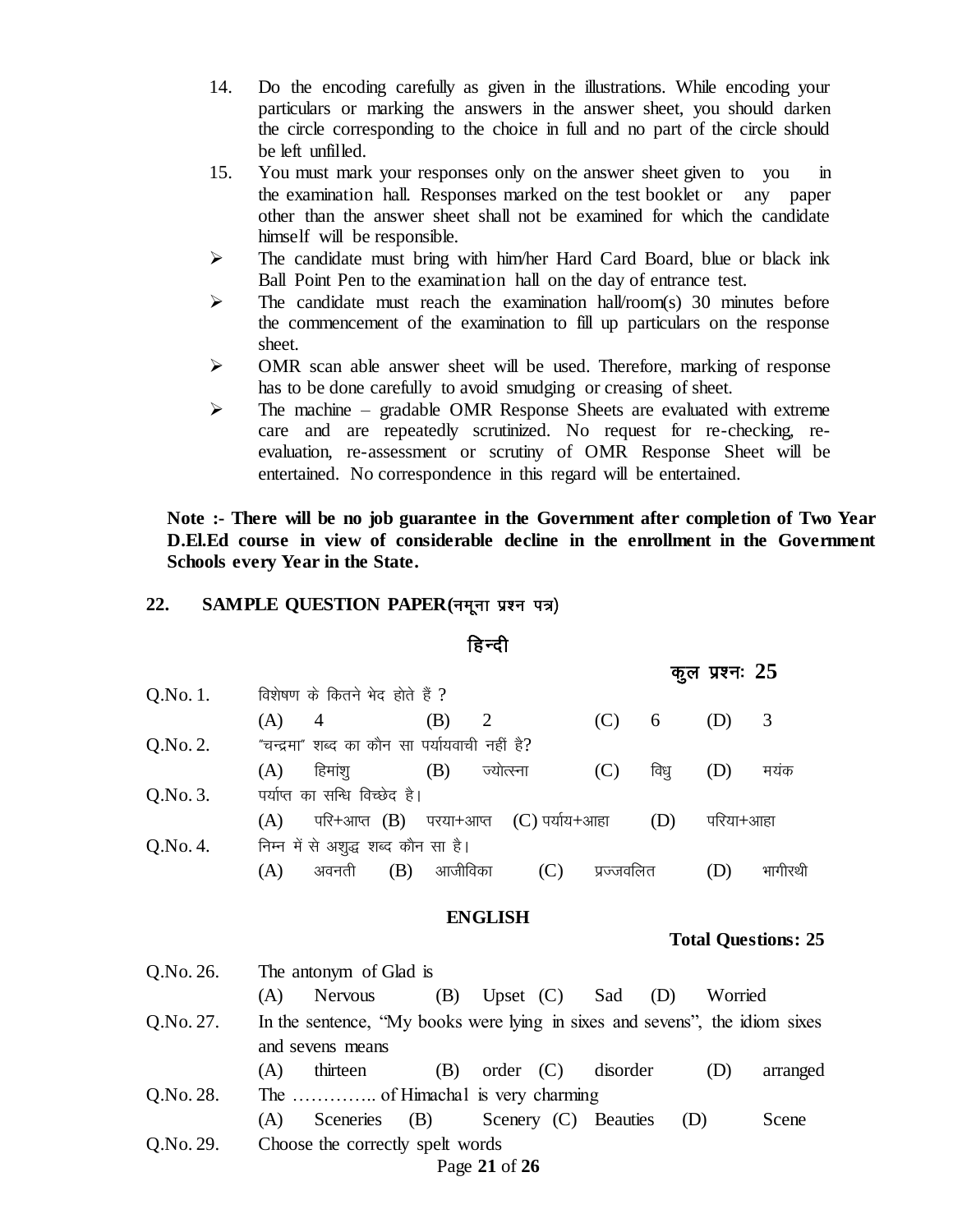14. Do the encoding carefully as given in the illustrations. While encoding your particulars or marking the answers in the answer sheet, you should darken the circle corresponding to the choice in full and no part of the circle should be left unfilled.
15. You must mark your responses only on the answer sheet given to you in the examination hall. Responses marked on the test booklet or any paper other than the answer sheet shall not be examined for which the candidate himself will be responsible.

- The candidate must bring with him/her Hard Card Board, blue or black ink Ball Point Pen to the examination hall on the day of entrance test.
- The candidate must reach the examination hall/room(s) 30 minutes before the commencement of the examination to fill up particulars on the response sheet.
- OMR scan able answer sheet will be used. Therefore, marking of response has to be done carefully to avoid smudging or creasing of sheet.
- The machine – gradable OMR Response Sheets are evaluated with extreme care and are repeatedly scrutinized. No request for re-checking, re-evaluation, re-assessment or scrutiny of OMR Response Sheet will be entertained. No correspondence in this regard will be entertained.

**Note :- There will be no job guarantee in the Government after completion of Two Year D.El.Ed course in view of considerable decline in the enrollment in the Government Schools every Year in the State.**

## 22. SAMPLE QUESTION PAPER(नमूना प्रश्न पत्र)

### हिन्दी

**कुल प्रश्नः 25**

Q.No. 1. विशेषण के कितने भेद होते हैं ?
(A) 4 (B) 2 (C) 6 (D) 3

Q.No. 2. "चन्द्रमा" शब्द का कौन सा पर्यायवाची नहीं है?
(A) हिमांशु (B) ज्योत्स्ना (C) विधु (D) मयंक

Q.No. 3. पर्याप्त का सन्धि विच्छेद है।
(A) परि+आप्त (B) परया+आप्त (C) पर्याय+आहा (D) परिया+आहा

Q.No. 4. निम्न में से अशुद्ध शब्द कौन सा है।
(A) अवनती (B) आजीविका (C) प्रज्जवलित (D) भागीरथी

### ENGLISH

**Total Questions: 25**

Q.No. 26. The antonym of Glad is
(A) Nervous (B) Upset (C) Sad (D) Worried

Q.No. 27. In the sentence, "My books were lying in sixes and sevens", the idiom sixes and sevens means
(A) thirteen (B) order (C) disorder (D) arranged

Q.No. 28. The ………….. of Himachal is very charming
(A) Sceneries (B) Scenery (C) Beauties (D) Scene

Q.No. 29. Choose the correctly spelt words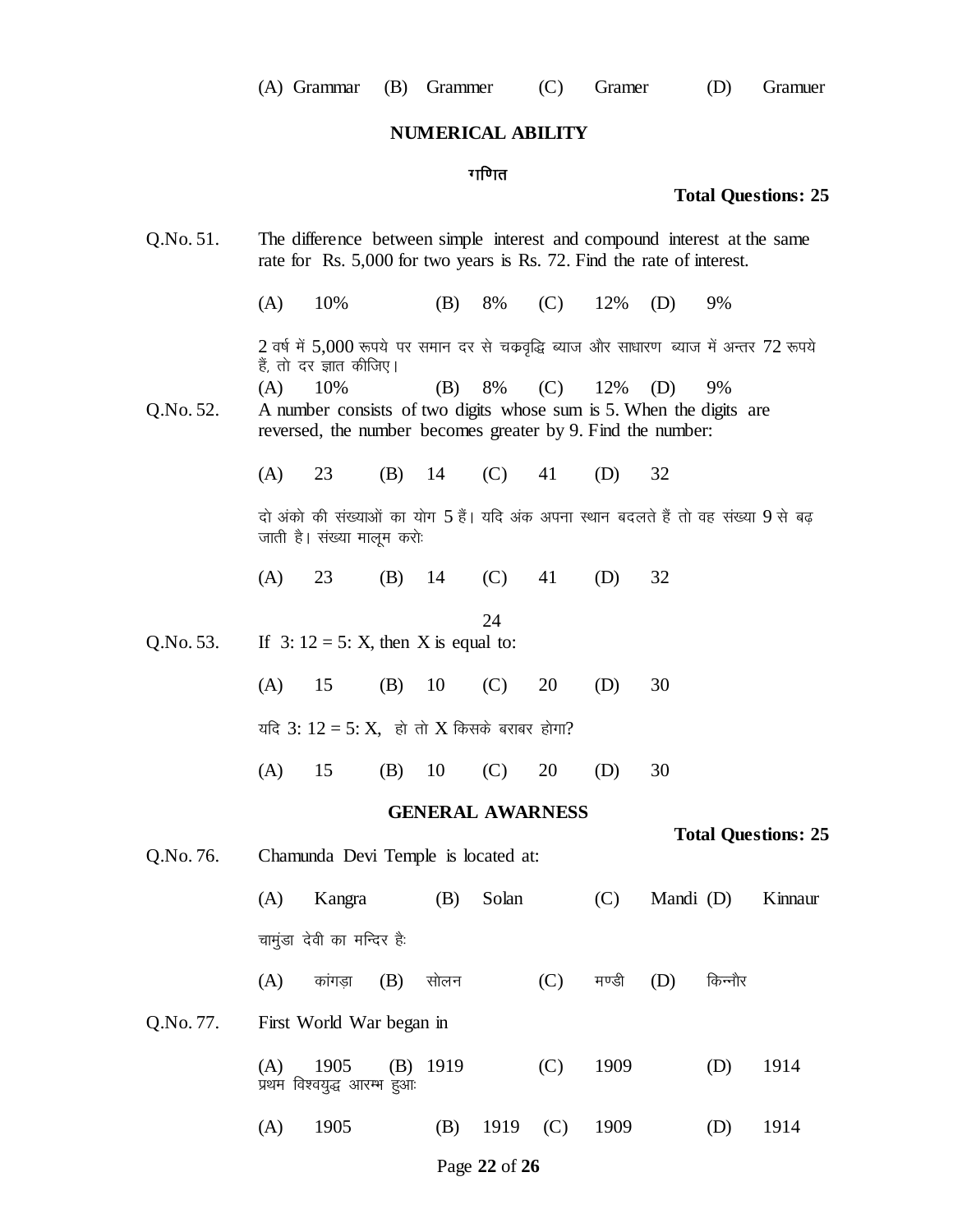(A) Grammar (B) Grammer (C) Gramer (D) Gramuer

## NUMERICAL ABILITY

### गणित

**Total Questions: 25**

Q.No. 51. The difference between simple interest and compound interest at the same rate for Rs. 5,000 for two years is Rs. 72. Find the rate of interest.

(A) 10% (B) 8% (C) 12% (D) 9%

2 वर्ष में 5,000 रूपये पर समान दर से चक्रवृद्धि ब्याज और साधारण ब्याज में अन्तर 72 रूपये हैं, तो दर ज्ञात कीजिए।

(A) 10% (B) 8% (C) 12% (D) 9%

Q.No. 52. A number consists of two digits whose sum is 5. When the digits are reversed, the number becomes greater by 9. Find the number:

(A) 23 (B) 14 (C) 41 (D) 32

दो अंको की संख्याओं का योग 5 हैं। यदि अंक अपना स्थान बदलते हैं तो वह संख्या 9 से बढ़ जाती है। संख्या मालूम करोः

(A) 23 (B) 14 (C) 41 (D) 32

24

Q.No. 53. If 3: 12 = 5: X, then X is equal to:

(A) 15 (B) 10 (C) 20 (D) 30

यदि 3: 12 = 5: X, हो तो X किसके बराबर होगा?

(A) 15 (B) 10 (C) 20 (D) 30

## GENERAL AWARNESS

**Total Questions: 25**

Q.No. 76. Chamunda Devi Temple is located at:

(A) Kangra (B) Solan (C) Mandi (D) Kinnaur

चामुंडा देवी का मन्दिर हैः

(A) कांगड़ा (B) सोलन (C) मण्डी (D) किन्नौर

Q.No. 77. First World War began in

(A) 1905 (B) 1919 (C) 1909 (D) 1914

प्रथम विश्वयुद्ध आरम्भ हुआः

(A) 1905 (B) 1919 (C) 1909 (D) 1914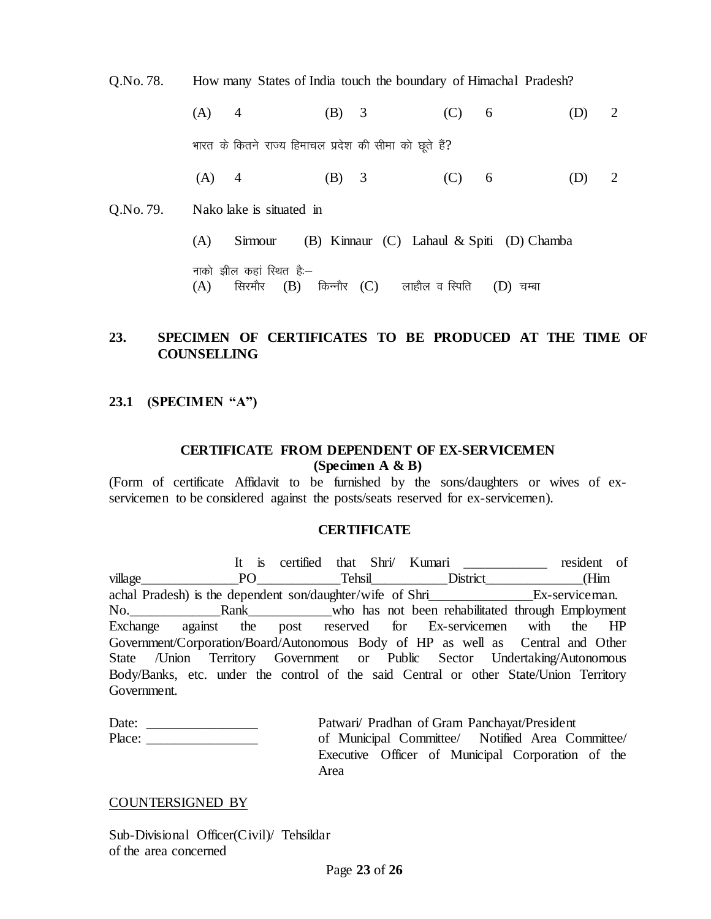Q.No. 78. How many States of India touch the boundary of Himachal Pradesh?

(A) 4 (B) 3 (C) 6 (D) 2

भारत के कितने राज्य हिमाचल प्रदेश की सीमा को छूते हैं?

(A) 4 (B) 3 (C) 6 (D) 2

Q.No. 79. Nako lake is situated in

(A) Sirmour (B) Kinnaur (C) Lahaul & Spiti (D) Chamba

नाको झील कहां स्थित हैः–

(A) सिरमौर (B) किन्नौर (C) लाहौल व स्पिति (D) चम्बा

## 23. SPECIMEN OF CERTIFICATES TO BE PRODUCED AT THE TIME OF COUNSELLING

### 23.1 (SPECIMEN "A")

**CERTIFICATE FROM DEPENDENT OF EX-SERVICEMEN**
**(Specimen A & B)**

(Form of certificate Affidavit to be furnished by the sons/daughters or wives of ex-servicemen to be considered against the posts/seats reserved for ex-servicemen).

**CERTIFICATE**

It is certified that Shri/ Kumari ____________ resident of village______________PO____________Tehsil___________District______________(Himachal Pradesh) is the dependent son/daughter/wife of Shri_______________Ex-serviceman. No._____________Rank____________who has not been rehabilitated through Employment Exchange against the post reserved for Ex-servicemen with the HP Government/Corporation/Board/Autonomous Body of HP as well as Central and Other State /Union Territory Government or Public Sector Undertaking/Autonomous Body/Banks, etc. under the control of the said Central or other State/Union Territory Government.

Date: ________________
Place: ________________

Patwari/ Pradhan of Gram Panchayat/President of Municipal Committee/ Notified Area Committee/ Executive Officer of Municipal Corporation of the Area

COUNTERSIGNED BY

Sub-Divisional Officer(Civil)/ Tehsildar of the area concerned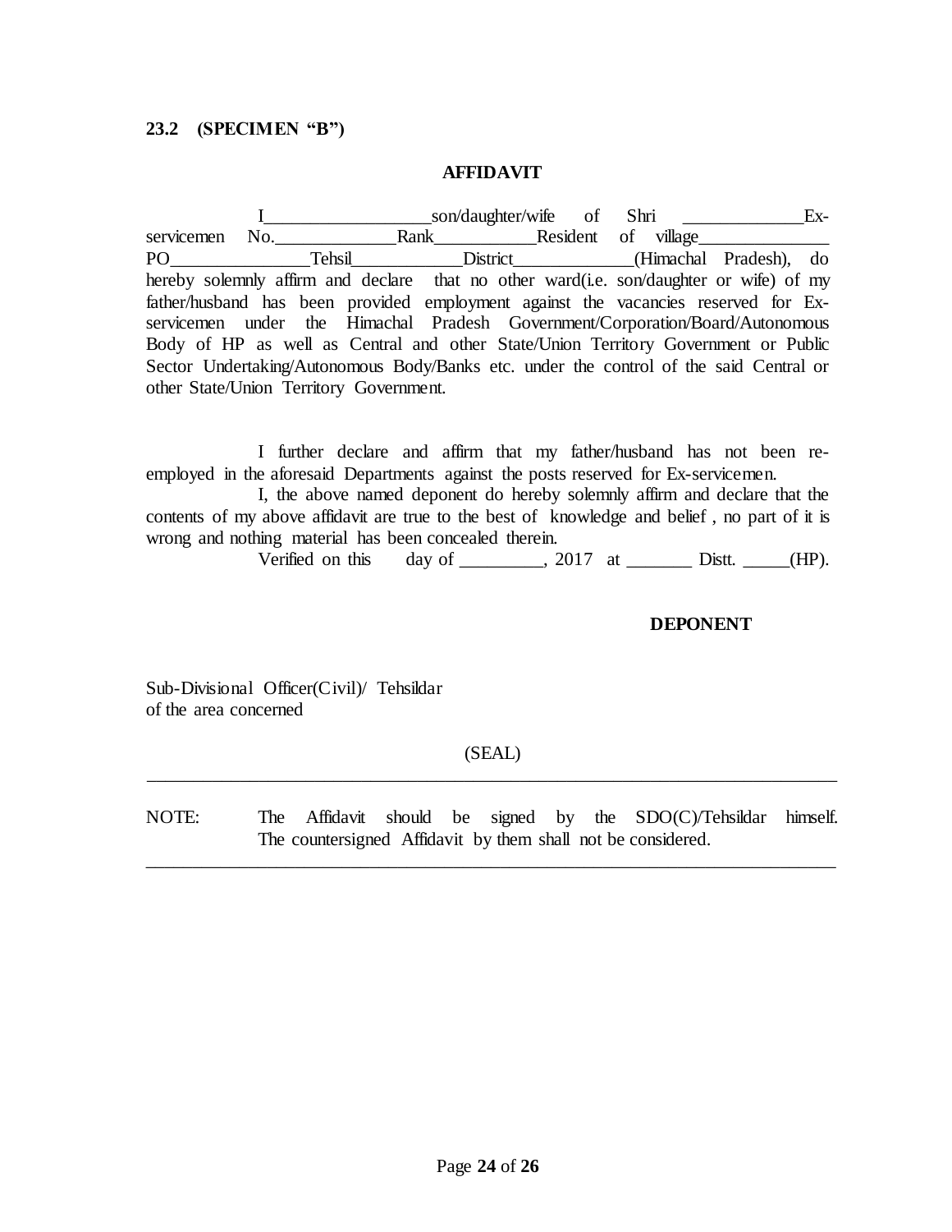**23.2 (SPECIMEN "B")**

**AFFIDAVIT**

I__________________son/daughter/wife of Shri _____________Ex-servicemen No._____________Rank___________Resident of village______________ PO_______________Tehsil____________District_____________(Himachal Pradesh), do hereby solemnly affirm and declare that no other ward(i.e. son/daughter or wife) of my father/husband has been provided employment against the vacancies reserved for Ex-servicemen under the Himachal Pradesh Government/Corporation/Board/Autonomous Body of HP as well as Central and other State/Union Territory Government or Public Sector Undertaking/Autonomous Body/Banks etc. under the control of the said Central or other State/Union Territory Government.

I further declare and affirm that my father/husband has not been re-employed in the aforesaid Departments against the posts reserved for Ex-servicemen.

I, the above named deponent do hereby solemnly affirm and declare that the contents of my above affidavit are true to the best of knowledge and belief , no part of it is wrong and nothing material has been concealed therein.

Verified on this day of _________, 2017 at _______ Distt. _____(HP).

**DEPONENT**

Sub-Divisional Officer(Civil)/ Tehsildar
of the area concerned

(SEAL)

---

NOTE: The Affidavit should be signed by the SDO(C)/Tehsildar himself. The countersigned Affidavit by them shall not be considered.

---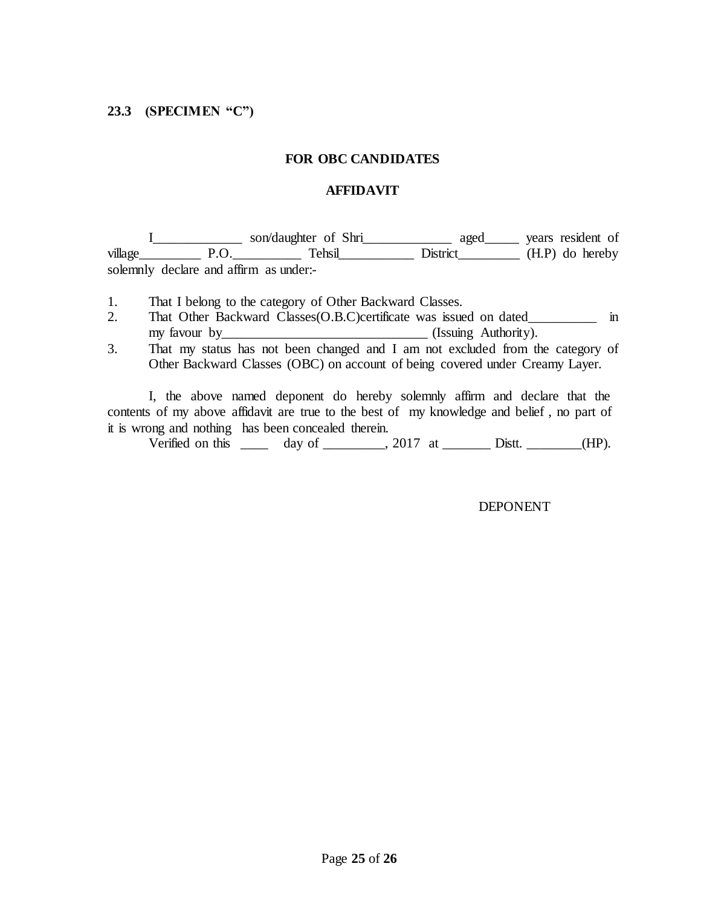**23.3 (SPECIMEN "C")**

**FOR OBC CANDIDATES**

**AFFIDAVIT**

I_____________ son/daughter of Shri_____________ aged_____ years resident of village_________ P.O.__________ Tehsil___________ District_________ (H.P) do hereby solemnly declare and affirm as under:-

1. That I belong to the category of Other Backward Classes.
2. That Other Backward Classes(O.B.C)certificate was issued on dated__________ in my favour by______________________________ (Issuing Authority).
3. That my status has not been changed and I am not excluded from the category of Other Backward Classes (OBC) on account of being covered under Creamy Layer.

I, the above named deponent do hereby solemnly affirm and declare that the contents of my above affidavit are true to the best of my knowledge and belief , no part of it is wrong and nothing has been concealed therein.

Verified on this ____ day of _________, 2017 at _______ Distt. ________(HP).

DEPONENT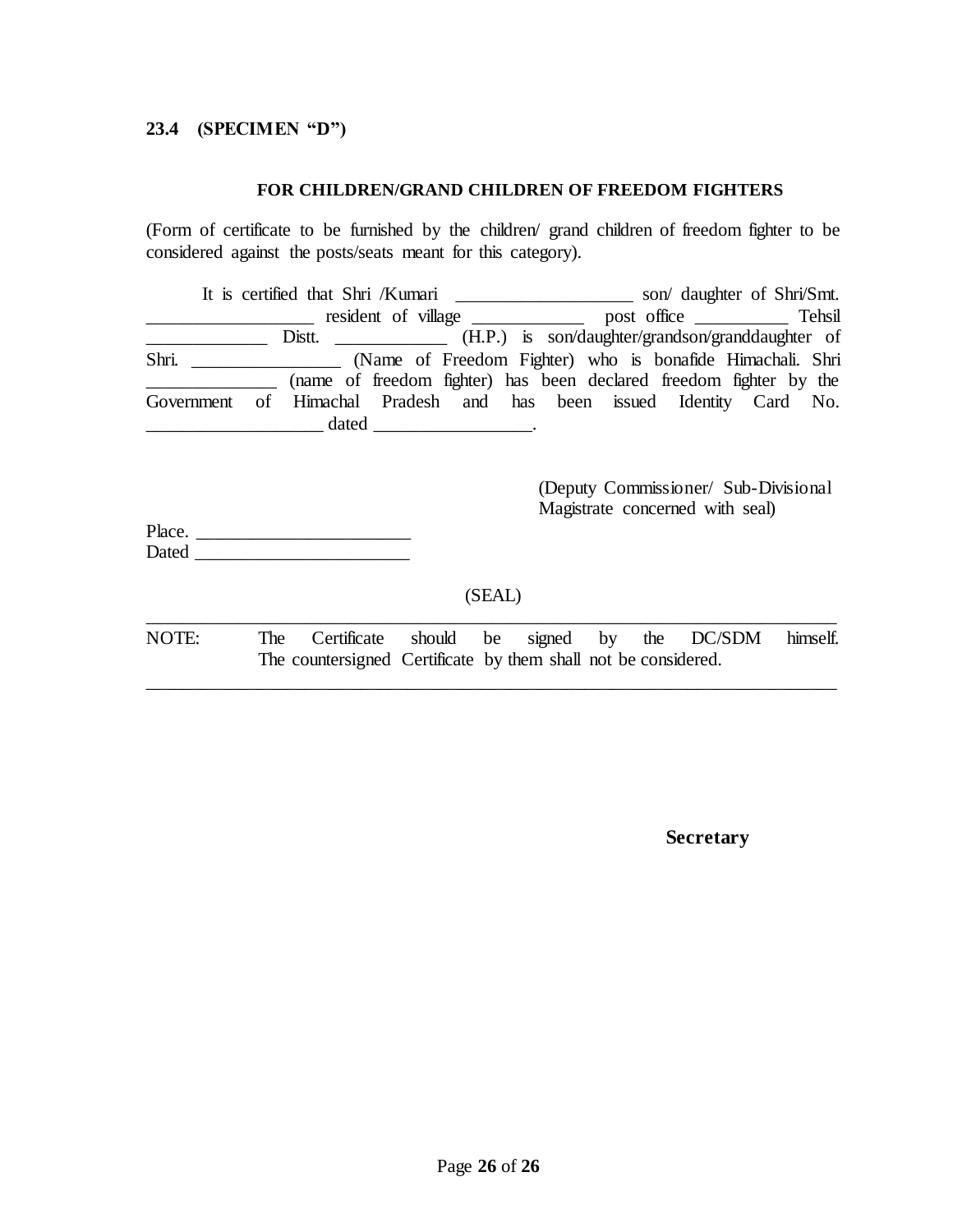**23.4 (SPECIMEN "D")**

**FOR CHILDREN/GRAND CHILDREN OF FREEDOM FIGHTERS**

(Form of certificate to be furnished by the children/ grand children of freedom fighter to be considered against the posts/seats meant for this category).

It is certified that Shri /Kumari ___________________ son/ daughter of Shri/Smt. __________________ resident of village ____________ post office __________ Tehsil _____________ Distt. ____________ (H.P.) is son/daughter/grandson/granddaughter of Shri. ________________ (Name of Freedom Fighter) who is bonafide Himachali. Shri ______________ (name of freedom fighter) has been declared freedom fighter by the Government of Himachal Pradesh and has been issued Identity Card No. ___________________ dated _________________.

(Deputy Commissioner/ Sub-Divisional Magistrate concerned with seal)

Place. _______________________

Dated _______________________

(SEAL)

---

NOTE: The Certificate should be signed by the DC/SDM himself. The countersigned Certificate by them shall not be considered.

---

**Secretary**